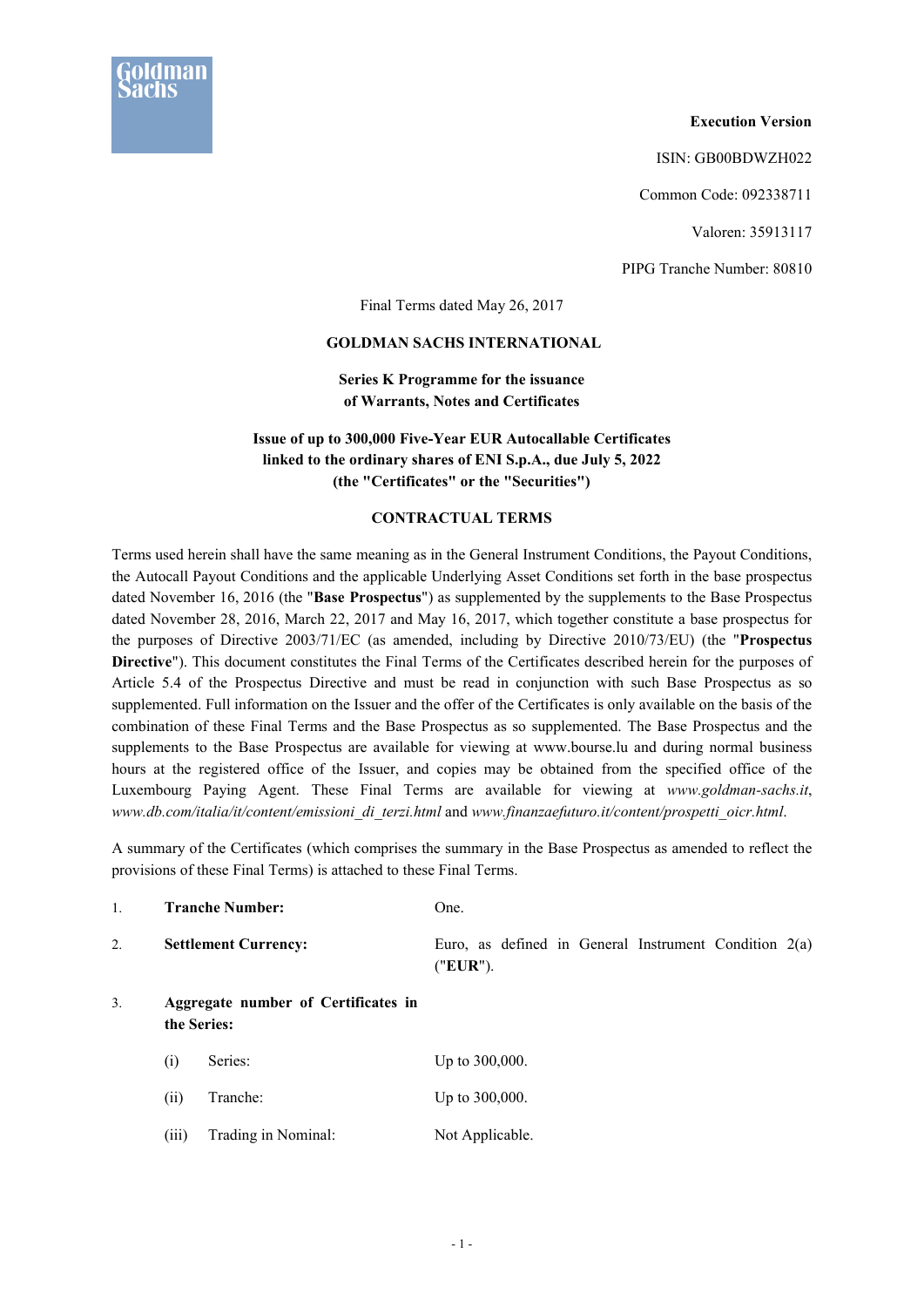**Execution Version**

ISIN: GB00BDWZH022

Common Code: 092338711

Valoren: 35913117

PIPG Tranche Number: 80810

Final Terms dated May 26, 2017

**GOLDMAN SACHS INTERNATIONAL**

**Series K Programme for the issuance of Warrants, Notes and Certificates**

**Issue of up to 300,000 Five-Year EUR Autocallable Certificates linked to the ordinary shares of ENI S.p.A., due July 5, 2022 (the "Certificates" or the "Securities")**

**CONTRACTUAL TERMS**

Terms used herein shall have the same meaning as in the General Instrument Conditions, the Payout Conditions, the Autocall Payout Conditions and the applicable Underlying Asset Conditions set forth in the base prospectus dated November 16, 2016 (the "**Base Prospectus**") as supplemented by the supplements to the Base Prospectus dated November 28, 2016, March 22, 2017 and May 16, 2017, which together constitute a base prospectus for the purposes of Directive 2003/71/EC (as amended, including by Directive 2010/73/EU) (the "**Prospectus Directive**"). This document constitutes the Final Terms of the Certificates described herein for the purposes of Article 5.4 of the Prospectus Directive and must be read in conjunction with such Base Prospectus as so supplemented. Full information on the Issuer and the offer of the Certificates is only available on the basis of the combination of these Final Terms and the Base Prospectus as so supplemented. The Base Prospectus and the supplements to the Base Prospectus are available for viewing at www.bourse.lu and during normal business hours at the registered office of the Issuer, and copies may be obtained from the specified office of the Luxembourg Paying Agent. These Final Terms are available for viewing at *www.goldman-sachs.it*, *www.db.com/italia/it/content/emissioni_di_terzi.html* and *www.finanzaefuturo.it/content/prospetti_oicr.html*.

A summary of the Certificates (which comprises the summary in the Base Prospectus as amended to reflect the provisions of these Final Terms) is attached to these Final Terms.

1. **Tranche Number:** One.

2. **Settlement Currency:** Euro, as defined in General Instrument Condition 2(a) ("**EUR**").

3. **Aggregate number of Certificates in the Series:**

   (i) Series: Up to 300,000.

   (ii) Tranche: Up to 300,000.

   (iii) Trading in Nominal: Not Applicable.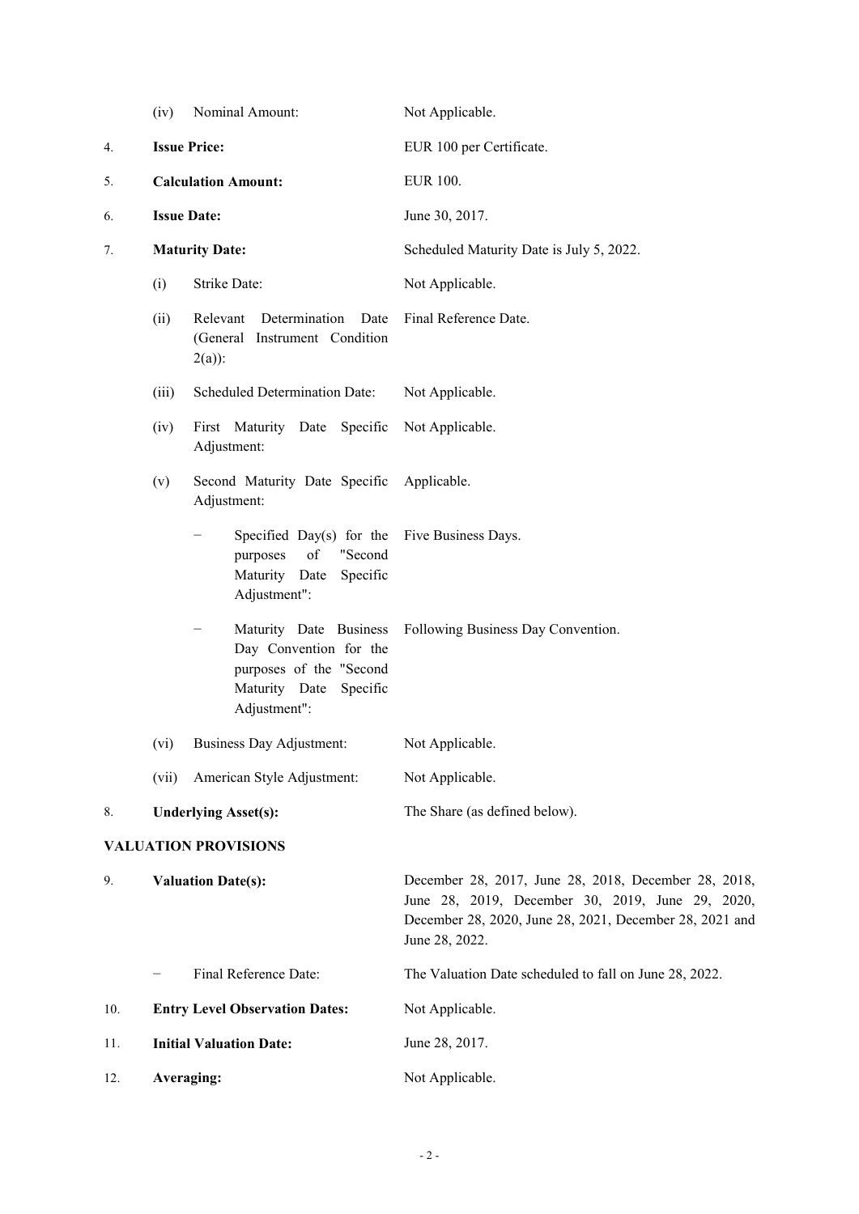| | | |
|---|---|---|
| | (iv) Nominal Amount: | Not Applicable. |
| 4. | **Issue Price:** | EUR 100 per Certificate. |
| 5. | **Calculation Amount:** | EUR 100. |
| 6. | **Issue Date:** | June 30, 2017. |
| 7. | **Maturity Date:** | Scheduled Maturity Date is July 5, 2022. |
| | (i) Strike Date: | Not Applicable. |
| | (ii) Relevant Determination Date (General Instrument Condition 2(a)): | Final Reference Date. |
| | (iii) Scheduled Determination Date: | Not Applicable. |
| | (iv) First Maturity Date Specific Adjustment: | Not Applicable. |
| | (v) Second Maturity Date Specific Adjustment: | Applicable. |
| | − Specified Day(s) for the purposes of "Second Maturity Date Specific Adjustment": | Five Business Days. |
| | − Maturity Date Business Day Convention for the purposes of the "Second Maturity Date Specific Adjustment": | Following Business Day Convention. |
| | (vi) Business Day Adjustment: | Not Applicable. |
| | (vii) American Style Adjustment: | Not Applicable. |
| 8. | **Underlying Asset(s):** | The Share (as defined below). |

**VALUATION PROVISIONS**

| | | |
|---|---|---|
| 9. | **Valuation Date(s):** | December 28, 2017, June 28, 2018, December 28, 2018, June 28, 2019, December 30, 2019, June 29, 2020, December 28, 2020, June 28, 2021, December 28, 2021 and June 28, 2022. |
| | − Final Reference Date: | The Valuation Date scheduled to fall on June 28, 2022. |
| 10. | **Entry Level Observation Dates:** | Not Applicable. |
| 11. | **Initial Valuation Date:** | June 28, 2017. |
| 12. | **Averaging:** | Not Applicable. |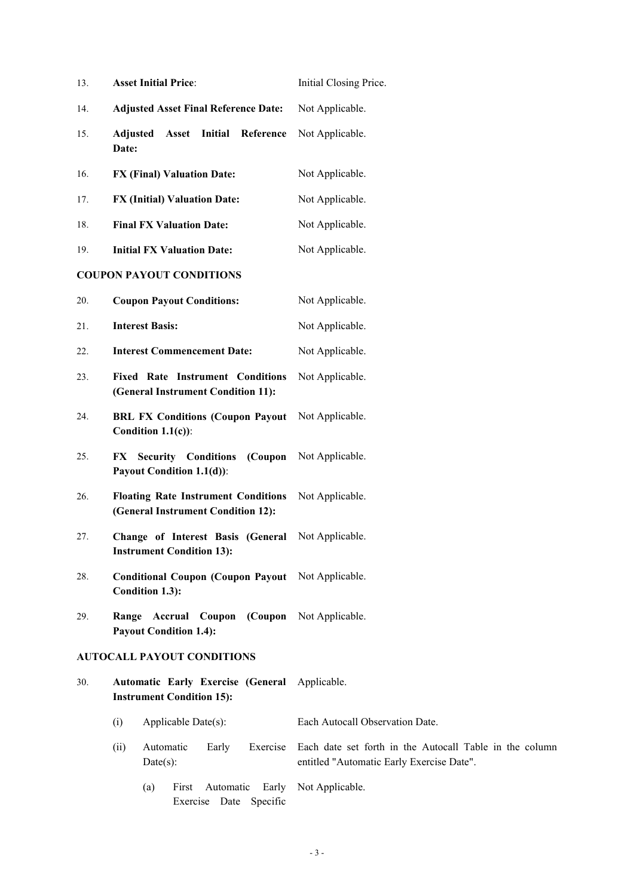13. **Asset Initial Price**: Initial Closing Price.

14. **Adjusted Asset Final Reference Date:** Not Applicable.

15. **Adjusted Asset Initial Reference Date:** Not Applicable.

16. **FX (Final) Valuation Date:** Not Applicable.

17. **FX (Initial) Valuation Date:** Not Applicable.

18. **Final FX Valuation Date:** Not Applicable.

19. **Initial FX Valuation Date:** Not Applicable.

**COUPON PAYOUT CONDITIONS**

20. **Coupon Payout Conditions:** Not Applicable.

21. **Interest Basis:** Not Applicable.

22. **Interest Commencement Date:** Not Applicable.

23. **Fixed Rate Instrument Conditions (General Instrument Condition 11):** Not Applicable.

24. **BRL FX Conditions (Coupon Payout Condition 1.1(c))**: Not Applicable.

25. **FX Security Conditions (Coupon Payout Condition 1.1(d))**: Not Applicable.

26. **Floating Rate Instrument Conditions (General Instrument Condition 12):** Not Applicable.

27. **Change of Interest Basis (General Instrument Condition 13):** Not Applicable.

28. **Conditional Coupon (Coupon Payout Condition 1.3):** Not Applicable.

29. **Range Accrual Coupon (Coupon Payout Condition 1.4):** Not Applicable.

**AUTOCALL PAYOUT CONDITIONS**

30. **Automatic Early Exercise (General Instrument Condition 15):** Applicable.

    (i) Applicable Date(s): Each Autocall Observation Date.

    (ii) Automatic Early Exercise Date(s): Each date set forth in the Autocall Table in the column entitled "Automatic Early Exercise Date".

        (a) First Automatic Early Exercise Date Specific Not Applicable.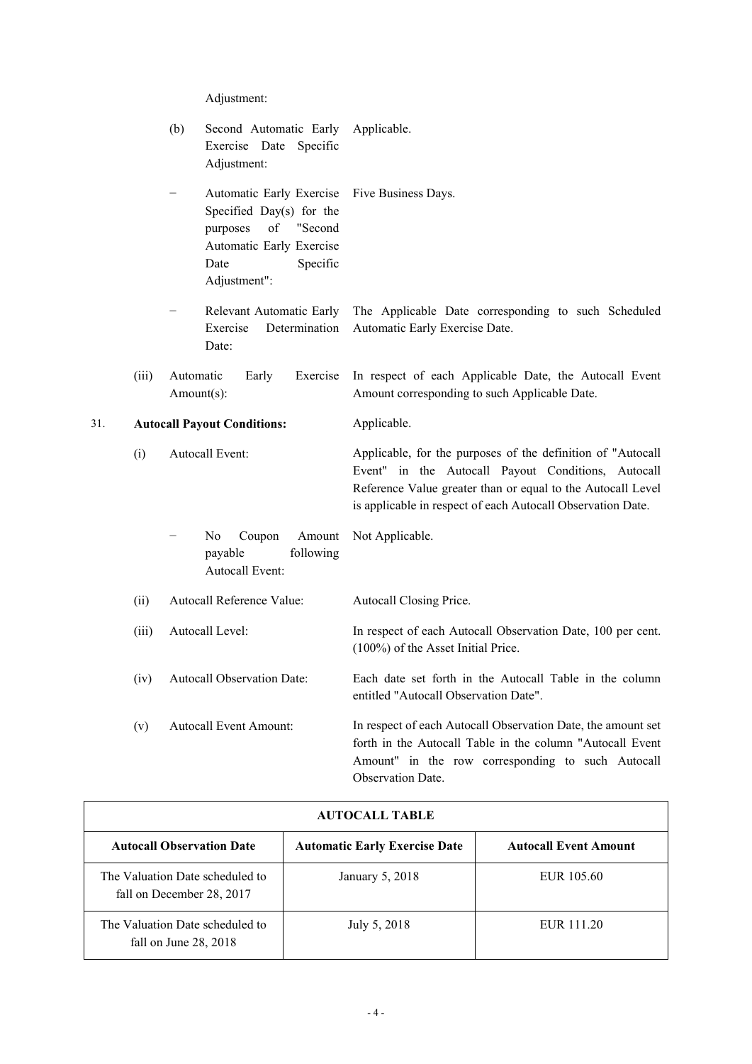Adjustment:

(b) Second Automatic Early Exercise Date Specific Adjustment: Applicable.

− Automatic Early Exercise Specified Day(s) for the purposes of "Second Automatic Early Exercise Date Specific Adjustment": Five Business Days.

− Relevant Automatic Early Exercise Determination Date: The Applicable Date corresponding to such Scheduled Automatic Early Exercise Date.

(iii) Automatic Early Exercise Amount(s): In respect of each Applicable Date, the Autocall Event Amount corresponding to such Applicable Date.

31. **Autocall Payout Conditions:** Applicable.

(i) Autocall Event: Applicable, for the purposes of the definition of "Autocall Event" in the Autocall Payout Conditions, Autocall Reference Value greater than or equal to the Autocall Level is applicable in respect of each Autocall Observation Date.

− No Coupon Amount payable following Autocall Event: Not Applicable.

(ii) Autocall Reference Value: Autocall Closing Price.

(iii) Autocall Level: In respect of each Autocall Observation Date, 100 per cent. (100%) of the Asset Initial Price.

(iv) Autocall Observation Date: Each date set forth in the Autocall Table in the column entitled "Autocall Observation Date".

(v) Autocall Event Amount: In respect of each Autocall Observation Date, the amount set forth in the Autocall Table in the column "Autocall Event Amount" in the row corresponding to such Autocall Observation Date.

| **AUTOCALL TABLE** | | |
|---|---|---|
| **Autocall Observation Date** | **Automatic Early Exercise Date** | **Autocall Event Amount** |
| The Valuation Date scheduled to fall on December 28, 2017 | January 5, 2018 | EUR 105.60 |
| The Valuation Date scheduled to fall on June 28, 2018 | July 5, 2018 | EUR 111.20 |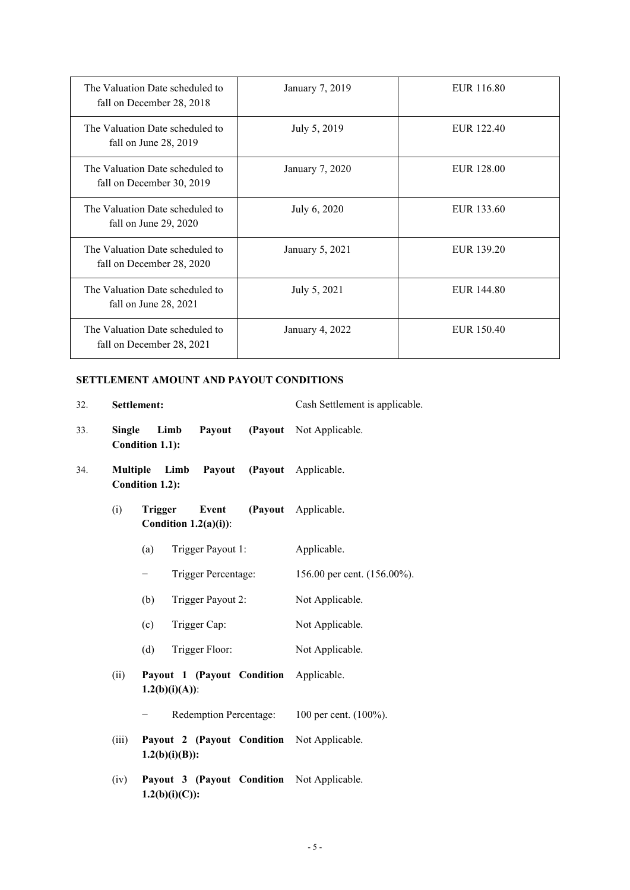| The Valuation Date scheduled to fall on December 28, 2018 | January 7, 2019 | EUR 116.80 |
|---|---|---|
| The Valuation Date scheduled to fall on June 28, 2019 | July 5, 2019 | EUR 122.40 |
| The Valuation Date scheduled to fall on December 30, 2019 | January 7, 2020 | EUR 128.00 |
| The Valuation Date scheduled to fall on June 29, 2020 | July 6, 2020 | EUR 133.60 |
| The Valuation Date scheduled to fall on December 28, 2020 | January 5, 2021 | EUR 139.20 |
| The Valuation Date scheduled to fall on June 28, 2021 | July 5, 2021 | EUR 144.80 |
| The Valuation Date scheduled to fall on December 28, 2021 | January 4, 2022 | EUR 150.40 |

**SETTLEMENT AMOUNT AND PAYOUT CONDITIONS**

32. **Settlement:** Cash Settlement is applicable.

33. **Single Limb Payout (Payout Condition 1.1):** Not Applicable.

34. **Multiple Limb Payout (Payout Condition 1.2):** Applicable.

    (i) **Trigger Event (Payout Condition 1.2(a)(i))**: Applicable.

        (a) Trigger Payout 1: Applicable.

        − Trigger Percentage: 156.00 per cent. (156.00%).

        (b) Trigger Payout 2: Not Applicable.

        (c) Trigger Cap: Not Applicable.

        (d) Trigger Floor: Not Applicable.

    (ii) **Payout 1 (Payout Condition 1.2(b)(i)(A))**: Applicable.

        − Redemption Percentage: 100 per cent. (100%).

    (iii) **Payout 2 (Payout Condition 1.2(b)(i)(B)):** Not Applicable.

    (iv) **Payout 3 (Payout Condition 1.2(b)(i)(C)):** Not Applicable.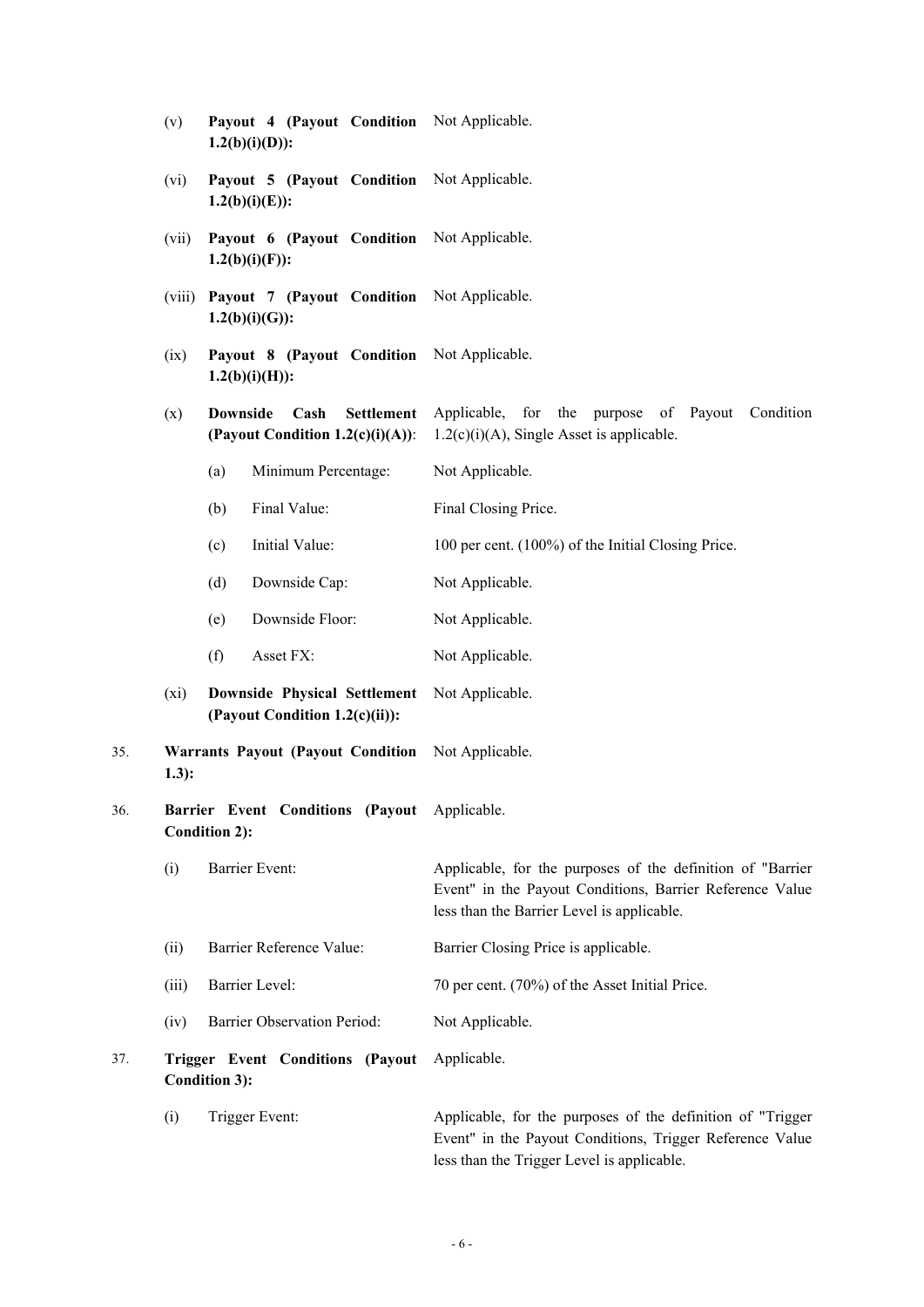| | | |
|---|---|---|
| (v) | **Payout 4 (Payout Condition 1.2(b)(i)(D)):** | Not Applicable. |
| (vi) | **Payout 5 (Payout Condition 1.2(b)(i)(E)):** | Not Applicable. |
| (vii) | **Payout 6 (Payout Condition 1.2(b)(i)(F)):** | Not Applicable. |
| (viii) | **Payout 7 (Payout Condition 1.2(b)(i)(G)):** | Not Applicable. |
| (ix) | **Payout 8 (Payout Condition 1.2(b)(i)(H)):** | Not Applicable. |
| (x) | **Downside Cash Settlement (Payout Condition 1.2(c)(i)(A))**: | Applicable, for the purpose of Payout Condition 1.2(c)(i)(A), Single Asset is applicable. |
| | (a) Minimum Percentage: | Not Applicable. |
| | (b) Final Value: | Final Closing Price. |
| | (c) Initial Value: | 100 per cent. (100%) of the Initial Closing Price. |
| | (d) Downside Cap: | Not Applicable. |
| | (e) Downside Floor: | Not Applicable. |
| | (f) Asset FX: | Not Applicable. |
| (xi) | **Downside Physical Settlement (Payout Condition 1.2(c)(ii)):** | Not Applicable. |

| | | |
|---|---|---|
| 35. | **Warrants Payout (Payout Condition 1.3):** | Not Applicable. |
| 36. | **Barrier Event Conditions (Payout Condition 2):** | Applicable. |
| | (i) Barrier Event: | Applicable, for the purposes of the definition of "Barrier Event" in the Payout Conditions, Barrier Reference Value less than the Barrier Level is applicable. |
| | (ii) Barrier Reference Value: | Barrier Closing Price is applicable. |
| | (iii) Barrier Level: | 70 per cent. (70%) of the Asset Initial Price. |
| | (iv) Barrier Observation Period: | Not Applicable. |
| 37. | **Trigger Event Conditions (Payout Condition 3):** | Applicable. |
| | (i) Trigger Event: | Applicable, for the purposes of the definition of "Trigger Event" in the Payout Conditions, Trigger Reference Value less than the Trigger Level is applicable. |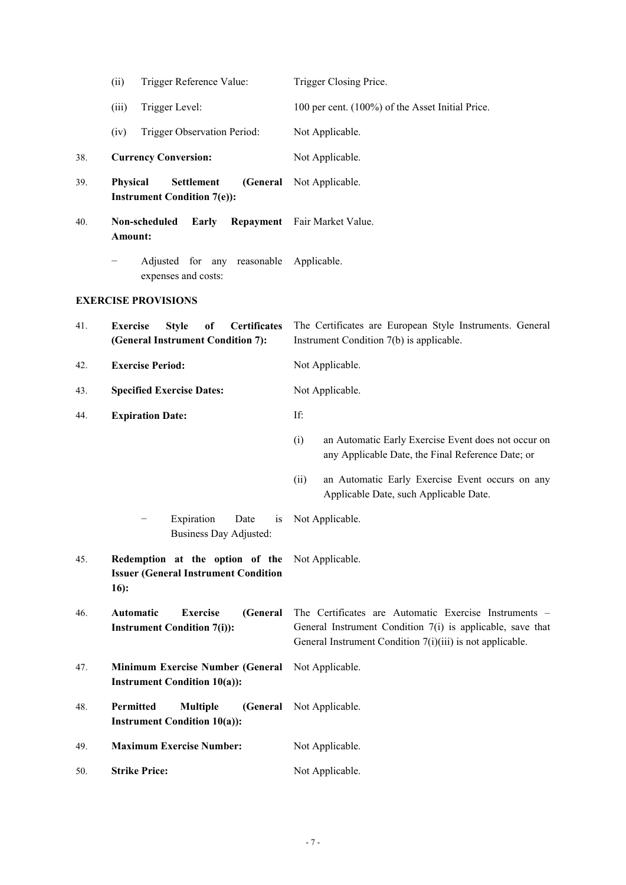| | | |
|---|---|---|
| | (ii) Trigger Reference Value: | Trigger Closing Price. |
| | (iii) Trigger Level: | 100 per cent. (100%) of the Asset Initial Price. |
| | (iv) Trigger Observation Period: | Not Applicable. |
| 38. | **Currency Conversion:** | Not Applicable. |
| 39. | **Physical Settlement (General Instrument Condition 7(e)):** | Not Applicable. |
| 40. | **Non-scheduled Early Repayment Amount:** | Fair Market Value. |
| | − Adjusted for any reasonable expenses and costs: | Applicable. |

**EXERCISE PROVISIONS**

| | | |
|---|---|---|
| 41. | **Exercise Style of Certificates (General Instrument Condition 7):** | The Certificates are European Style Instruments. General Instrument Condition 7(b) is applicable. |
| 42. | **Exercise Period:** | Not Applicable. |
| 43. | **Specified Exercise Dates:** | Not Applicable. |
| 44. | **Expiration Date:** | If: (i) an Automatic Early Exercise Event does not occur on any Applicable Date, the Final Reference Date; or (ii) an Automatic Early Exercise Event occurs on any Applicable Date, such Applicable Date. |
| | − Expiration Date is Business Day Adjusted: | Not Applicable. |
| 45. | **Redemption at the option of the Issuer (General Instrument Condition 16):** | Not Applicable. |
| 46. | **Automatic Exercise (General Instrument Condition 7(i)):** | The Certificates are Automatic Exercise Instruments – General Instrument Condition 7(i) is applicable, save that General Instrument Condition 7(i)(iii) is not applicable. |
| 47. | **Minimum Exercise Number (General Instrument Condition 10(a)):** | Not Applicable. |
| 48. | **Permitted Multiple (General Instrument Condition 10(a)):** | Not Applicable. |
| 49. | **Maximum Exercise Number:** | Not Applicable. |
| 50. | **Strike Price:** | Not Applicable. |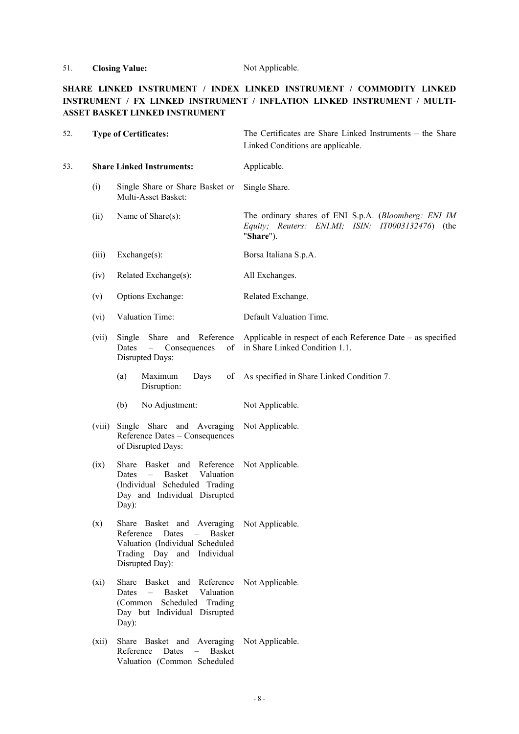51. **Closing Value:** Not Applicable.

**SHARE LINKED INSTRUMENT / INDEX LINKED INSTRUMENT / COMMODITY LINKED INSTRUMENT / FX LINKED INSTRUMENT / INFLATION LINKED INSTRUMENT / MULTI-ASSET BASKET LINKED INSTRUMENT**

| | | |
|---|---|---|
| 52. | **Type of Certificates:** | The Certificates are Share Linked Instruments – the Share Linked Conditions are applicable. |
| 53. | **Share Linked Instruments:** | Applicable. |
| (i) | Single Share or Share Basket or Multi-Asset Basket: | Single Share. |
| (ii) | Name of Share(s): | The ordinary shares of ENI S.p.A. (*Bloomberg: ENI IM Equity; Reuters: ENI.MI; ISIN: IT0003132476*) (the "**Share**"). |
| (iii) | Exchange(s): | Borsa Italiana S.p.A. |
| (iv) | Related Exchange(s): | All Exchanges. |
| (v) | Options Exchange: | Related Exchange. |
| (vi) | Valuation Time: | Default Valuation Time. |
| (vii) | Single Share and Reference Dates – Consequences of Disrupted Days: | Applicable in respect of each Reference Date – as specified in Share Linked Condition 1.1. |
| (a) | Maximum Days of Disruption: | As specified in Share Linked Condition 7. |
| (b) | No Adjustment: | Not Applicable. |
| (viii) | Single Share and Averaging Reference Dates – Consequences of Disrupted Days: | Not Applicable. |
| (ix) | Share Basket and Reference Dates – Basket Valuation (Individual Scheduled Trading Day and Individual Disrupted Day): | Not Applicable. |
| (x) | Share Basket and Averaging Reference Dates – Basket Valuation (Individual Scheduled Trading Day and Individual Disrupted Day): | Not Applicable. |
| (xi) | Share Basket and Reference Dates – Basket Valuation (Common Scheduled Trading Day but Individual Disrupted Day): | Not Applicable. |
| (xii) | Share Basket and Averaging Reference Dates – Basket Valuation (Common Scheduled | Not Applicable. |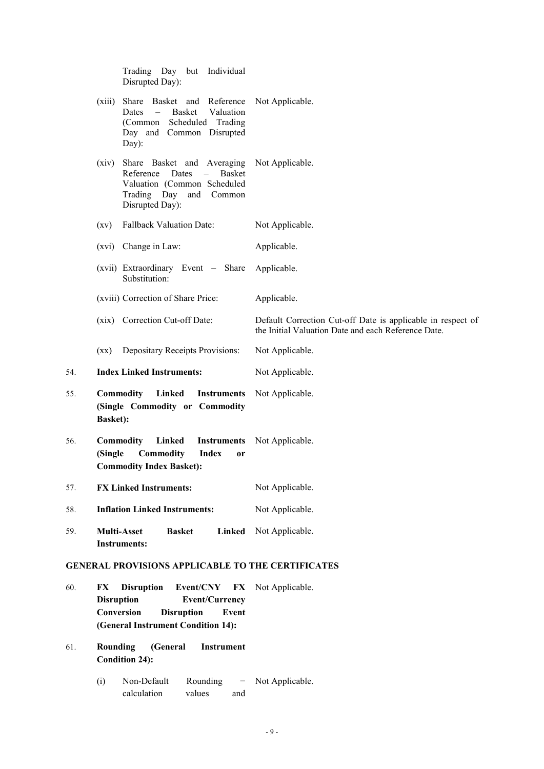| | | |
|---|---|---|
| | Trading Day but Individual Disrupted Day): | |
| | (xiii) Share Basket and Reference Dates – Basket Valuation (Common Scheduled Trading Day and Common Disrupted Day): | Not Applicable. |
| | (xiv) Share Basket and Averaging Reference Dates – Basket Valuation (Common Scheduled Trading Day and Common Disrupted Day): | Not Applicable. |
| | (xv) Fallback Valuation Date: | Not Applicable. |
| | (xvi) Change in Law: | Applicable. |
| | (xvii) Extraordinary Event – Share Substitution: | Applicable. |
| | (xviii) Correction of Share Price: | Applicable. |
| | (xix) Correction Cut-off Date: | Default Correction Cut-off Date is applicable in respect of the Initial Valuation Date and each Reference Date. |
| | (xx) Depositary Receipts Provisions: | Not Applicable. |
| 54. | **Index Linked Instruments:** | Not Applicable. |
| 55. | **Commodity Linked Instruments (Single Commodity or Commodity Basket):** | Not Applicable. |
| 56. | **Commodity Linked Instruments (Single Commodity Index or Commodity Index Basket):** | Not Applicable. |
| 57. | **FX Linked Instruments:** | Not Applicable. |
| 58. | **Inflation Linked Instruments:** | Not Applicable. |
| 59. | **Multi-Asset Basket Linked Instruments:** | Not Applicable. |

**GENERAL PROVISIONS APPLICABLE TO THE CERTIFICATES**

| | | |
|---|---|---|
| 60. | **FX Disruption Event/CNY FX Disruption Event/Currency Conversion Disruption Event (General Instrument Condition 14):** | Not Applicable. |
| 61. | **Rounding (General Instrument Condition 24):** | |
| | (i) Non-Default Rounding − calculation values and | Not Applicable. |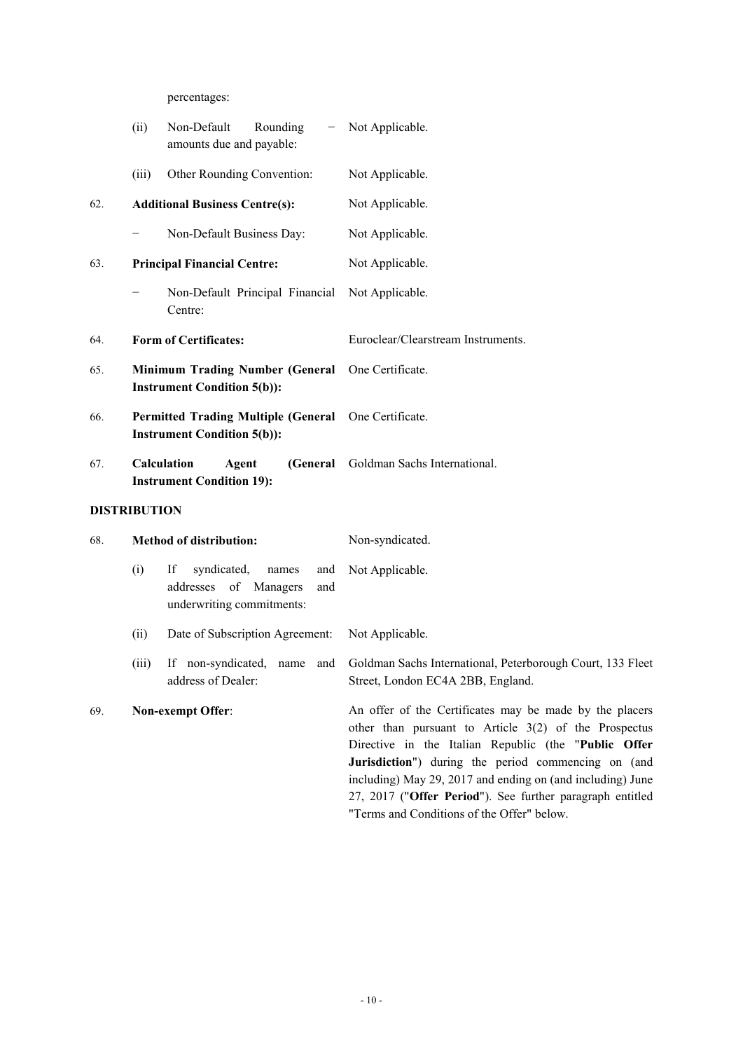percentages:

| | | |
|---|---|---|
| (ii) | Non-Default Rounding − amounts due and payable: | Not Applicable. |
| (iii) | Other Rounding Convention: | Not Applicable. |

62. **Additional Business Centre(s):** Not Applicable.

− Non-Default Business Day: Not Applicable.

63. **Principal Financial Centre:** Not Applicable.

− Non-Default Principal Financial Centre: Not Applicable.

64. **Form of Certificates:** Euroclear/Clearstream Instruments.

65. **Minimum Trading Number (General Instrument Condition 5(b)):** One Certificate.

66. **Permitted Trading Multiple (General Instrument Condition 5(b)):** One Certificate.

67. **Calculation Agent (General Instrument Condition 19):** Goldman Sachs International.

**DISTRIBUTION**

68. **Method of distribution:** Non-syndicated.

| | | |
|---|---|---|
| (i) | If syndicated, names and addresses of Managers and underwriting commitments: | Not Applicable. |
| (ii) | Date of Subscription Agreement: | Not Applicable. |
| (iii) | If non-syndicated, name and address of Dealer: | Goldman Sachs International, Peterborough Court, 133 Fleet Street, London EC4A 2BB, England. |

69. **Non-exempt Offer**: An offer of the Certificates may be made by the placers other than pursuant to Article 3(2) of the Prospectus Directive in the Italian Republic (the "**Public Offer Jurisdiction**") during the period commencing on (and including) May 29, 2017 and ending on (and including) June 27, 2017 ("**Offer Period**"). See further paragraph entitled "Terms and Conditions of the Offer" below.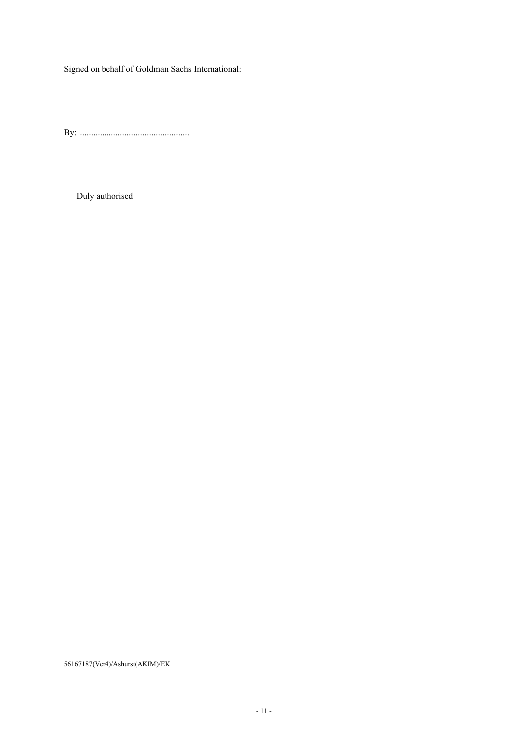Signed on behalf of Goldman Sachs International:

By: .................................................

Duly authorised

56167187(Ver4)/Ashurst(AKIM)/EK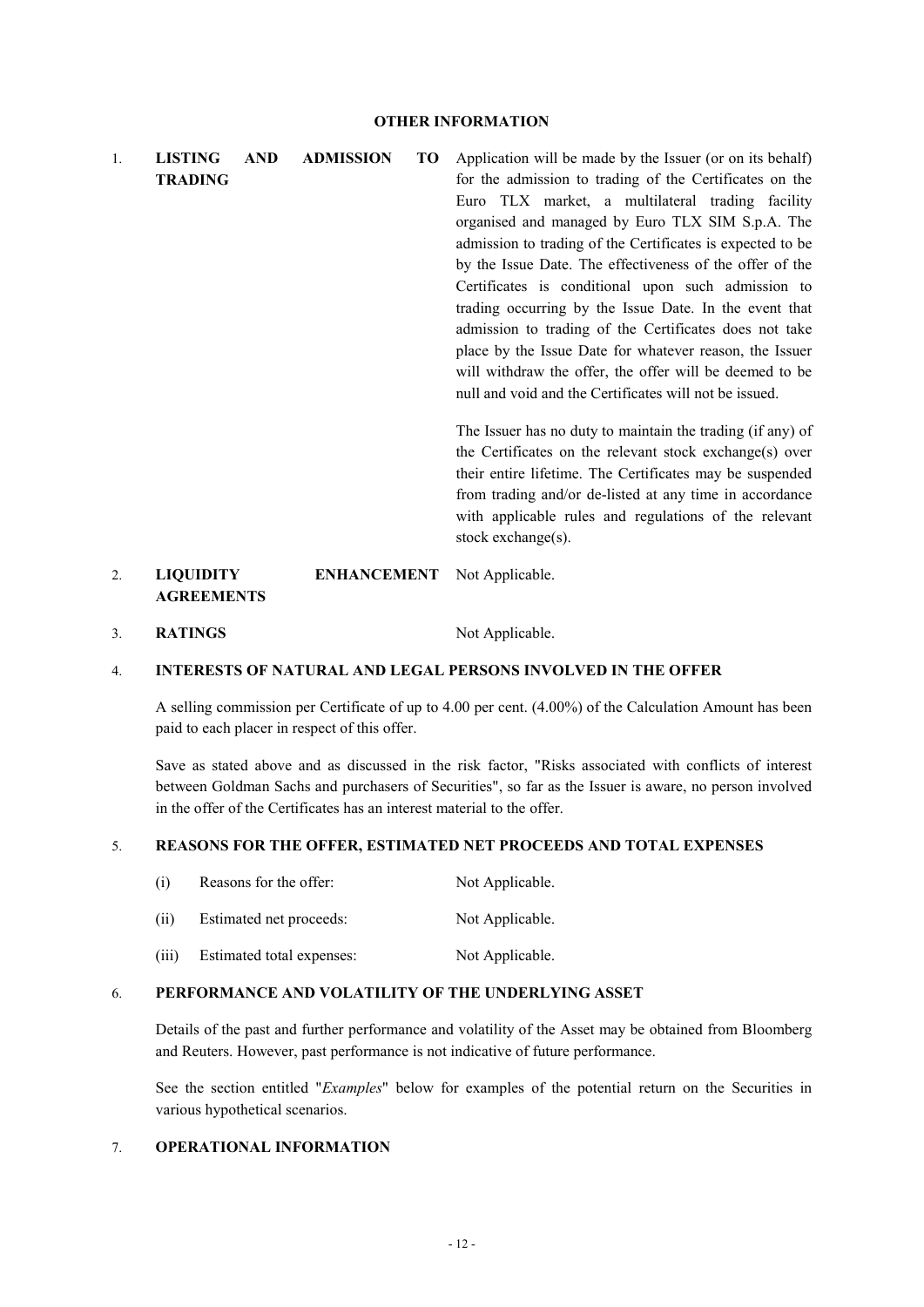## OTHER INFORMATION

1. **LISTING AND ADMISSION TO TRADING**

   Application will be made by the Issuer (or on its behalf) for the admission to trading of the Certificates on the Euro TLX market, a multilateral trading facility organised and managed by Euro TLX SIM S.p.A. The admission to trading of the Certificates is expected to be by the Issue Date. The effectiveness of the offer of the Certificates is conditional upon such admission to trading occurring by the Issue Date. In the event that admission to trading of the Certificates does not take place by the Issue Date for whatever reason, the Issuer will withdraw the offer, the offer will be deemed to be null and void and the Certificates will not be issued.

   The Issuer has no duty to maintain the trading (if any) of the Certificates on the relevant stock exchange(s) over their entire lifetime. The Certificates may be suspended from trading and/or de-listed at any time in accordance with applicable rules and regulations of the relevant stock exchange(s).

2. **LIQUIDITY ENHANCEMENT AGREEMENTS**

   Not Applicable.

3. **RATINGS**

   Not Applicable.

4. **INTERESTS OF NATURAL AND LEGAL PERSONS INVOLVED IN THE OFFER**

   A selling commission per Certificate of up to 4.00 per cent. (4.00%) of the Calculation Amount has been paid to each placer in respect of this offer.

   Save as stated above and as discussed in the risk factor, "Risks associated with conflicts of interest between Goldman Sachs and purchasers of Securities", so far as the Issuer is aware, no person involved in the offer of the Certificates has an interest material to the offer.

5. **REASONS FOR THE OFFER, ESTIMATED NET PROCEEDS AND TOTAL EXPENSES**

   (i) Reasons for the offer: Not Applicable.

   (ii) Estimated net proceeds: Not Applicable.

   (iii) Estimated total expenses: Not Applicable.

6. **PERFORMANCE AND VOLATILITY OF THE UNDERLYING ASSET**

   Details of the past and further performance and volatility of the Asset may be obtained from Bloomberg and Reuters. However, past performance is not indicative of future performance.

   See the section entitled "*Examples*" below for examples of the potential return on the Securities in various hypothetical scenarios.

7. **OPERATIONAL INFORMATION**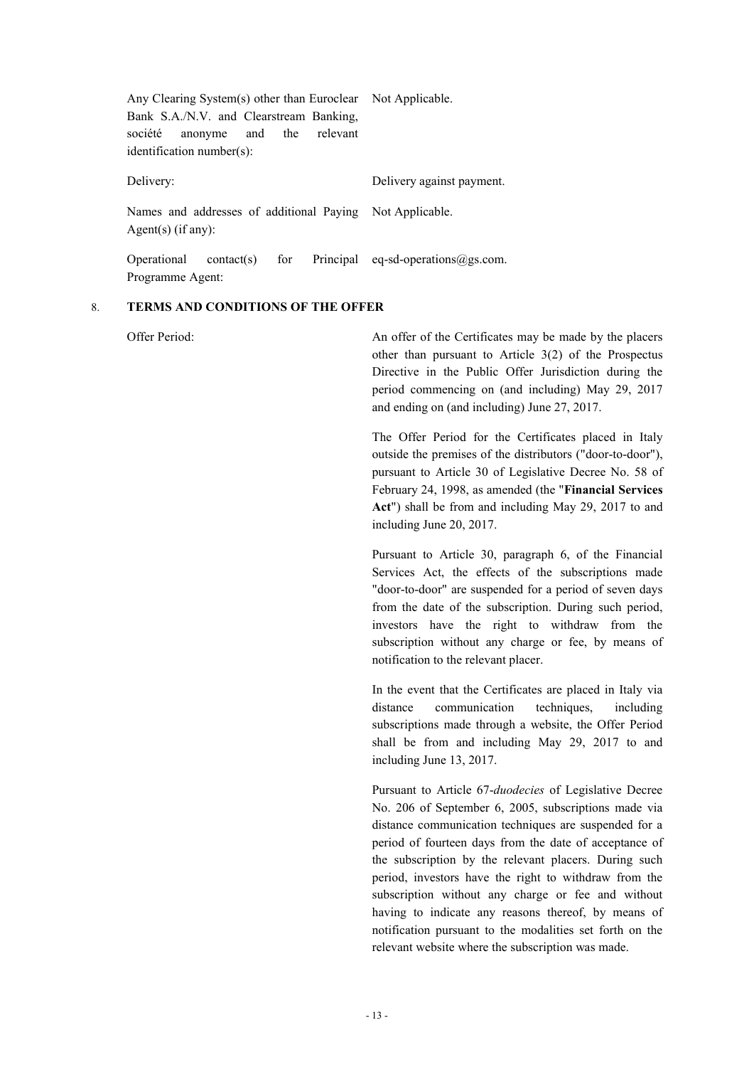| | |
|---|---|
| Any Clearing System(s) other than Euroclear Bank S.A./N.V. and Clearstream Banking, société anonyme and the relevant identification number(s): | Not Applicable. |
| Delivery: | Delivery against payment. |
| Names and addresses of additional Paying Agent(s) (if any): | Not Applicable. |
| Operational contact(s) for Principal Programme Agent: | eq-sd-operations@gs.com. |

## 8. TERMS AND CONDITIONS OF THE OFFER

Offer Period:

An offer of the Certificates may be made by the placers other than pursuant to Article 3(2) of the Prospectus Directive in the Public Offer Jurisdiction during the period commencing on (and including) May 29, 2017 and ending on (and including) June 27, 2017.

The Offer Period for the Certificates placed in Italy outside the premises of the distributors ("door-to-door"), pursuant to Article 30 of Legislative Decree No. 58 of February 24, 1998, as amended (the "**Financial Services Act**") shall be from and including May 29, 2017 to and including June 20, 2017.

Pursuant to Article 30, paragraph 6, of the Financial Services Act, the effects of the subscriptions made "door-to-door" are suspended for a period of seven days from the date of the subscription. During such period, investors have the right to withdraw from the subscription without any charge or fee, by means of notification to the relevant placer.

In the event that the Certificates are placed in Italy via distance communication techniques, including subscriptions made through a website, the Offer Period shall be from and including May 29, 2017 to and including June 13, 2017.

Pursuant to Article 67-*duodecies* of Legislative Decree No. 206 of September 6, 2005, subscriptions made via distance communication techniques are suspended for a period of fourteen days from the date of acceptance of the subscription by the relevant placers. During such period, investors have the right to withdraw from the subscription without any charge or fee and without having to indicate any reasons thereof, by means of notification pursuant to the modalities set forth on the relevant website where the subscription was made.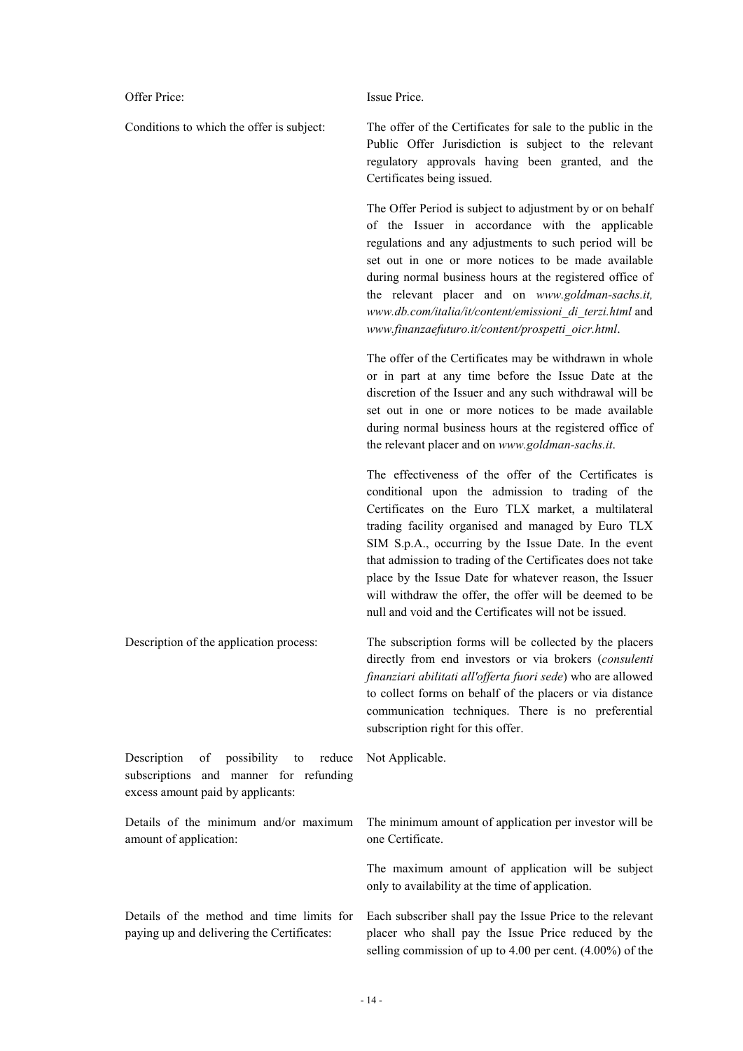| | |
|---|---|
| Offer Price: | Issue Price. |
| Conditions to which the offer is subject: | The offer of the Certificates for sale to the public in the Public Offer Jurisdiction is subject to the relevant regulatory approvals having been granted, and the Certificates being issued.<br><br>The Offer Period is subject to adjustment by or on behalf of the Issuer in accordance with the applicable regulations and any adjustments to such period will be set out in one or more notices to be made available during normal business hours at the registered office of the relevant placer and on *www.goldman-sachs.it, www.db.com/italia/it/content/emissioni_di_terzi.html* and *www.finanzaefuturo.it/content/prospetti_oicr.html*.<br><br>The offer of the Certificates may be withdrawn in whole or in part at any time before the Issue Date at the discretion of the Issuer and any such withdrawal will be set out in one or more notices to be made available during normal business hours at the registered office of the relevant placer and on *www.goldman-sachs.it*.<br><br>The effectiveness of the offer of the Certificates is conditional upon the admission to trading of the Certificates on the Euro TLX market, a multilateral trading facility organised and managed by Euro TLX SIM S.p.A., occurring by the Issue Date. In the event that admission to trading of the Certificates does not take place by the Issue Date for whatever reason, the Issuer will withdraw the offer, the offer will be deemed to be null and void and the Certificates will not be issued. |
| Description of the application process: | The subscription forms will be collected by the placers directly from end investors or via brokers (*consulenti finanziari abilitati all'offerta fuori sede*) who are allowed to collect forms on behalf of the placers or via distance communication techniques. There is no preferential subscription right for this offer. |
| Description of possibility to reduce subscriptions and manner for refunding excess amount paid by applicants: | Not Applicable. |
| Details of the minimum and/or maximum amount of application: | The minimum amount of application per investor will be one Certificate.<br><br>The maximum amount of application will be subject only to availability at the time of application. |
| Details of the method and time limits for paying up and delivering the Certificates: | Each subscriber shall pay the Issue Price to the relevant placer who shall pay the Issue Price reduced by the selling commission of up to 4.00 per cent. (4.00%) of the |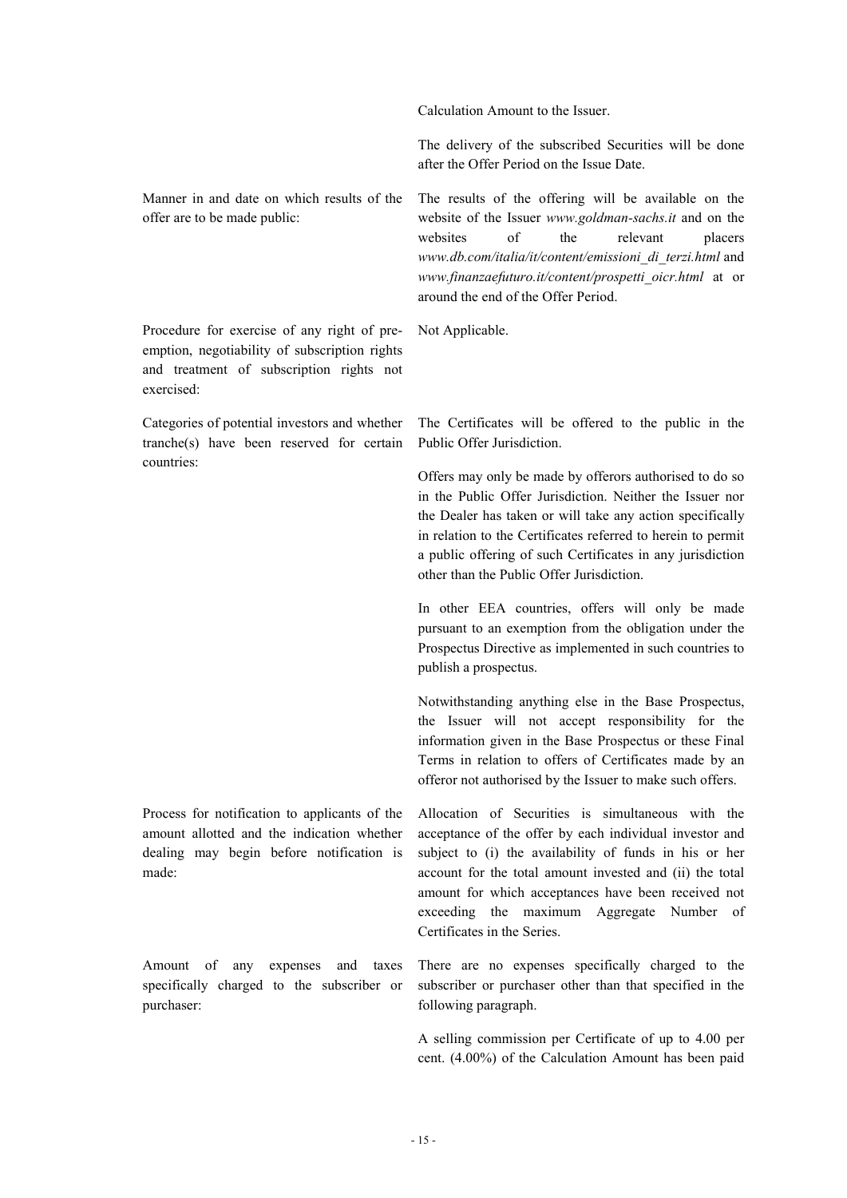| | |
|---|---|
| | Calculation Amount to the Issuer.<br><br>The delivery of the subscribed Securities will be done after the Offer Period on the Issue Date. |
| Manner in and date on which results of the offer are to be made public: | The results of the offering will be available on the website of the Issuer *www.goldman-sachs.it* and on the websites of the relevant placers *www.db.com/italia/it/content/emissioni_di_terzi.html* and *www.finanzaefuturo.it/content/prospetti_oicr.html* at or around the end of the Offer Period. |
| Procedure for exercise of any right of pre-emption, negotiability of subscription rights and treatment of subscription rights not exercised: | Not Applicable. |
| Categories of potential investors and whether tranche(s) have been reserved for certain countries: | The Certificates will be offered to the public in the Public Offer Jurisdiction.<br><br>Offers may only be made by offerors authorised to do so in the Public Offer Jurisdiction. Neither the Issuer nor the Dealer has taken or will take any action specifically in relation to the Certificates referred to herein to permit a public offering of such Certificates in any jurisdiction other than the Public Offer Jurisdiction.<br><br>In other EEA countries, offers will only be made pursuant to an exemption from the obligation under the Prospectus Directive as implemented in such countries to publish a prospectus.<br><br>Notwithstanding anything else in the Base Prospectus, the Issuer will not accept responsibility for the information given in the Base Prospectus or these Final Terms in relation to offers of Certificates made by an offeror not authorised by the Issuer to make such offers. |
| Process for notification to applicants of the amount allotted and the indication whether dealing may begin before notification is made: | Allocation of Securities is simultaneous with the acceptance of the offer by each individual investor and subject to (i) the availability of funds in his or her account for the total amount invested and (ii) the total amount for which acceptances have been received not exceeding the maximum Aggregate Number of Certificates in the Series. |
| Amount of any expenses and taxes specifically charged to the subscriber or purchaser: | There are no expenses specifically charged to the subscriber or purchaser other than that specified in the following paragraph.<br><br>A selling commission per Certificate of up to 4.00 per cent. (4.00%) of the Calculation Amount has been paid |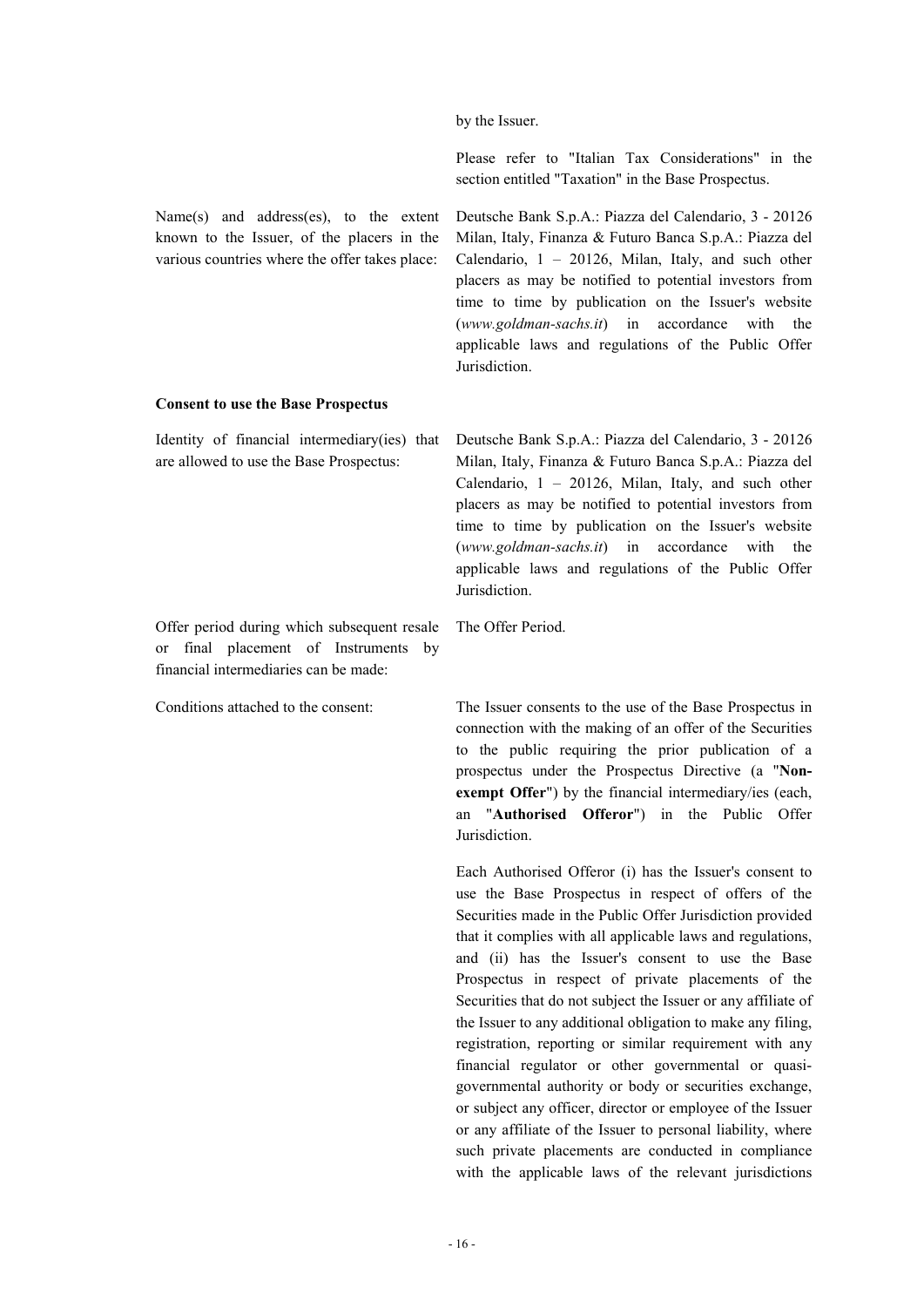| | |
|---|---|
| | by the Issuer.<br><br>Please refer to "Italian Tax Considerations" in the section entitled "Taxation" in the Base Prospectus. |
| Name(s) and address(es), to the extent known to the Issuer, of the placers in the various countries where the offer takes place: | Deutsche Bank S.p.A.: Piazza del Calendario, 3 - 20126 Milan, Italy, Finanza & Futuro Banca S.p.A.: Piazza del Calendario, 1 – 20126, Milan, Italy, and such other placers as may be notified to potential investors from time to time by publication on the Issuer's website (*www.goldman-sachs.it*) in accordance with the applicable laws and regulations of the Public Offer Jurisdiction. |

**Consent to use the Base Prospectus**

| | |
|---|---|
| Identity of financial intermediary(ies) that are allowed to use the Base Prospectus: | Deutsche Bank S.p.A.: Piazza del Calendario, 3 - 20126 Milan, Italy, Finanza & Futuro Banca S.p.A.: Piazza del Calendario, 1 – 20126, Milan, Italy, and such other placers as may be notified to potential investors from time to time by publication on the Issuer's website (*www.goldman-sachs.it*) in accordance with the applicable laws and regulations of the Public Offer Jurisdiction. |
| Offer period during which subsequent resale or final placement of Instruments by financial intermediaries can be made: | The Offer Period. |
| Conditions attached to the consent: | The Issuer consents to the use of the Base Prospectus in connection with the making of an offer of the Securities to the public requiring the prior publication of a prospectus under the Prospectus Directive (a "**Non-exempt Offer**") by the financial intermediary/ies (each, an "**Authorised Offeror**") in the Public Offer Jurisdiction.<br><br>Each Authorised Offeror (i) has the Issuer's consent to use the Base Prospectus in respect of offers of the Securities made in the Public Offer Jurisdiction provided that it complies with all applicable laws and regulations, and (ii) has the Issuer's consent to use the Base Prospectus in respect of private placements of the Securities that do not subject the Issuer or any affiliate of the Issuer to any additional obligation to make any filing, registration, reporting or similar requirement with any financial regulator or other governmental or quasi-governmental authority or body or securities exchange, or subject any officer, director or employee of the Issuer or any affiliate of the Issuer to personal liability, where such private placements are conducted in compliance with the applicable laws of the relevant jurisdictions |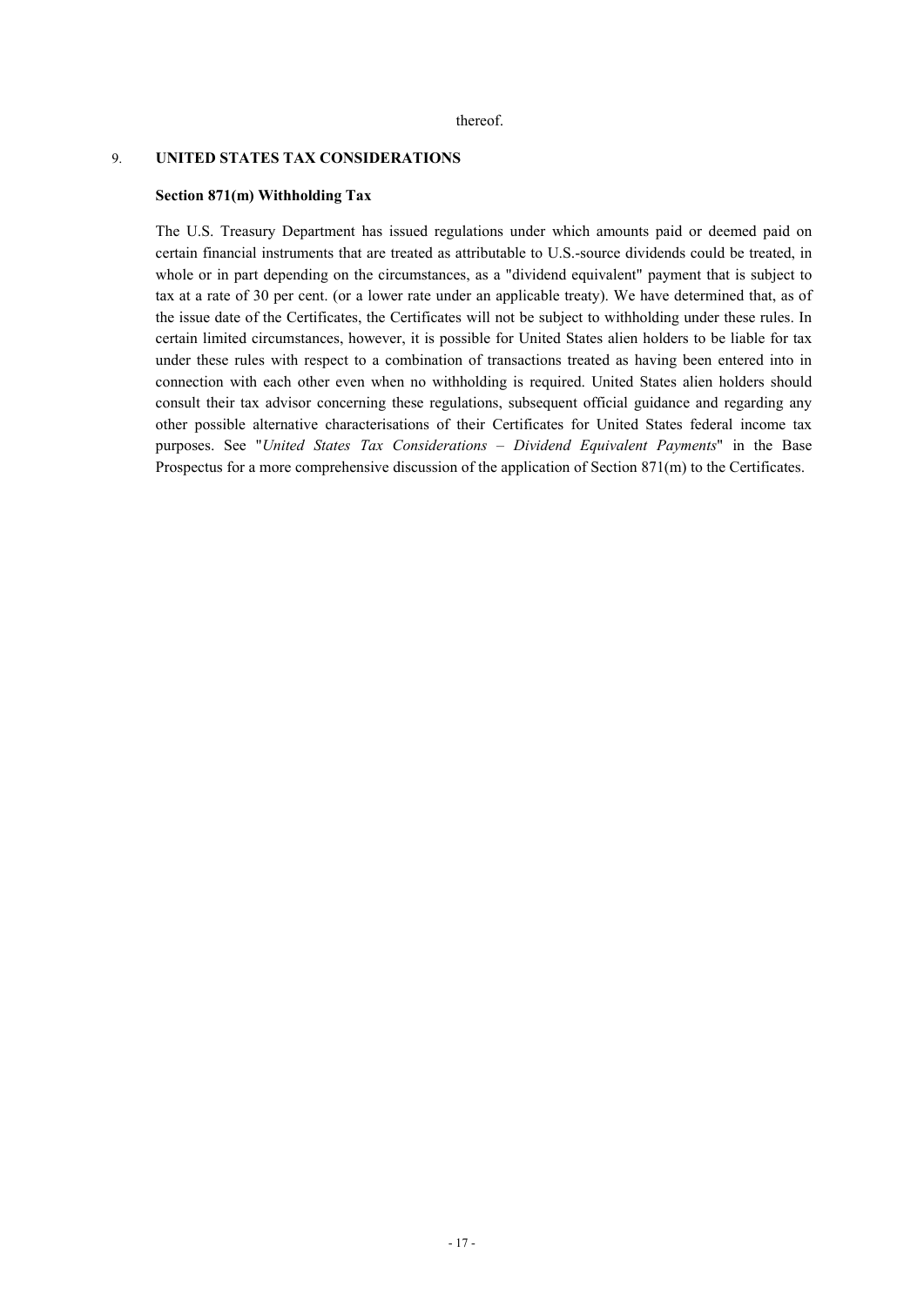thereof.

## 9. UNITED STATES TAX CONSIDERATIONS

### Section 871(m) Withholding Tax

The U.S. Treasury Department has issued regulations under which amounts paid or deemed paid on certain financial instruments that are treated as attributable to U.S.-source dividends could be treated, in whole or in part depending on the circumstances, as a "dividend equivalent" payment that is subject to tax at a rate of 30 per cent. (or a lower rate under an applicable treaty). We have determined that, as of the issue date of the Certificates, the Certificates will not be subject to withholding under these rules. In certain limited circumstances, however, it is possible for United States alien holders to be liable for tax under these rules with respect to a combination of transactions treated as having been entered into in connection with each other even when no withholding is required. United States alien holders should consult their tax advisor concerning these regulations, subsequent official guidance and regarding any other possible alternative characterisations of their Certificates for United States federal income tax purposes. See "*United States Tax Considerations – Dividend Equivalent Payments*" in the Base Prospectus for a more comprehensive discussion of the application of Section 871(m) to the Certificates.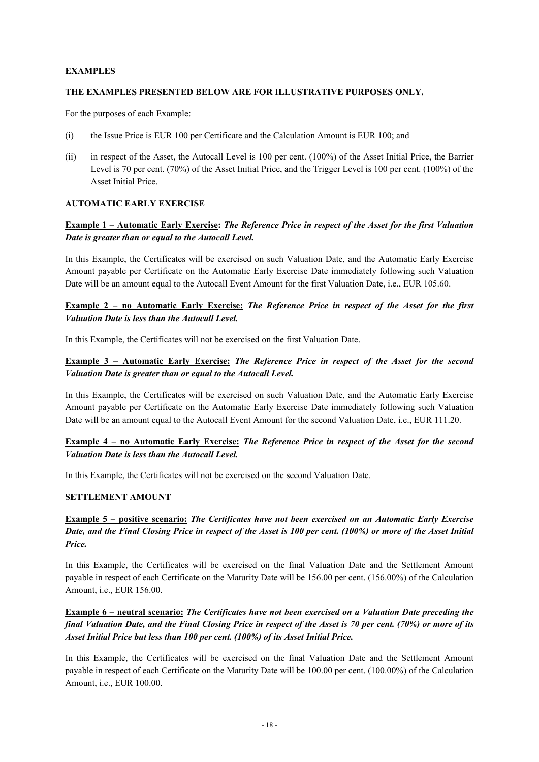**EXAMPLES**

**THE EXAMPLES PRESENTED BELOW ARE FOR ILLUSTRATIVE PURPOSES ONLY.**

For the purposes of each Example:

(i) the Issue Price is EUR 100 per Certificate and the Calculation Amount is EUR 100; and

(ii) in respect of the Asset, the Autocall Level is 100 per cent. (100%) of the Asset Initial Price, the Barrier Level is 70 per cent. (70%) of the Asset Initial Price, and the Trigger Level is 100 per cent. (100%) of the Asset Initial Price.

**AUTOMATIC EARLY EXERCISE**

**Example 1 – Automatic Early Exercise:** ***The Reference Price in respect of the Asset for the first Valuation Date is greater than or equal to the Autocall Level.***

In this Example, the Certificates will be exercised on such Valuation Date, and the Automatic Early Exercise Amount payable per Certificate on the Automatic Early Exercise Date immediately following such Valuation Date will be an amount equal to the Autocall Event Amount for the first Valuation Date, i.e., EUR 105.60.

**Example 2 – no Automatic Early Exercise:** ***The Reference Price in respect of the Asset for the first Valuation Date is less than the Autocall Level.***

In this Example, the Certificates will not be exercised on the first Valuation Date.

**Example 3 – Automatic Early Exercise:** ***The Reference Price in respect of the Asset for the second Valuation Date is greater than or equal to the Autocall Level.***

In this Example, the Certificates will be exercised on such Valuation Date, and the Automatic Early Exercise Amount payable per Certificate on the Automatic Early Exercise Date immediately following such Valuation Date will be an amount equal to the Autocall Event Amount for the second Valuation Date, i.e., EUR 111.20.

**Example 4 – no Automatic Early Exercise:** ***The Reference Price in respect of the Asset for the second Valuation Date is less than the Autocall Level.***

In this Example, the Certificates will not be exercised on the second Valuation Date.

**SETTLEMENT AMOUNT**

**Example 5 – positive scenario:** ***The Certificates have not been exercised on an Automatic Early Exercise Date, and the Final Closing Price in respect of the Asset is 100 per cent. (100%) or more of the Asset Initial Price.***

In this Example, the Certificates will be exercised on the final Valuation Date and the Settlement Amount payable in respect of each Certificate on the Maturity Date will be 156.00 per cent. (156.00%) of the Calculation Amount, i.e., EUR 156.00.

**Example 6 – neutral scenario:** ***The Certificates have not been exercised on a Valuation Date preceding the final Valuation Date, and the Final Closing Price in respect of the Asset is 70 per cent. (70%) or more of its Asset Initial Price but less than 100 per cent. (100%) of its Asset Initial Price.***

In this Example, the Certificates will be exercised on the final Valuation Date and the Settlement Amount payable in respect of each Certificate on the Maturity Date will be 100.00 per cent. (100.00%) of the Calculation Amount, i.e., EUR 100.00.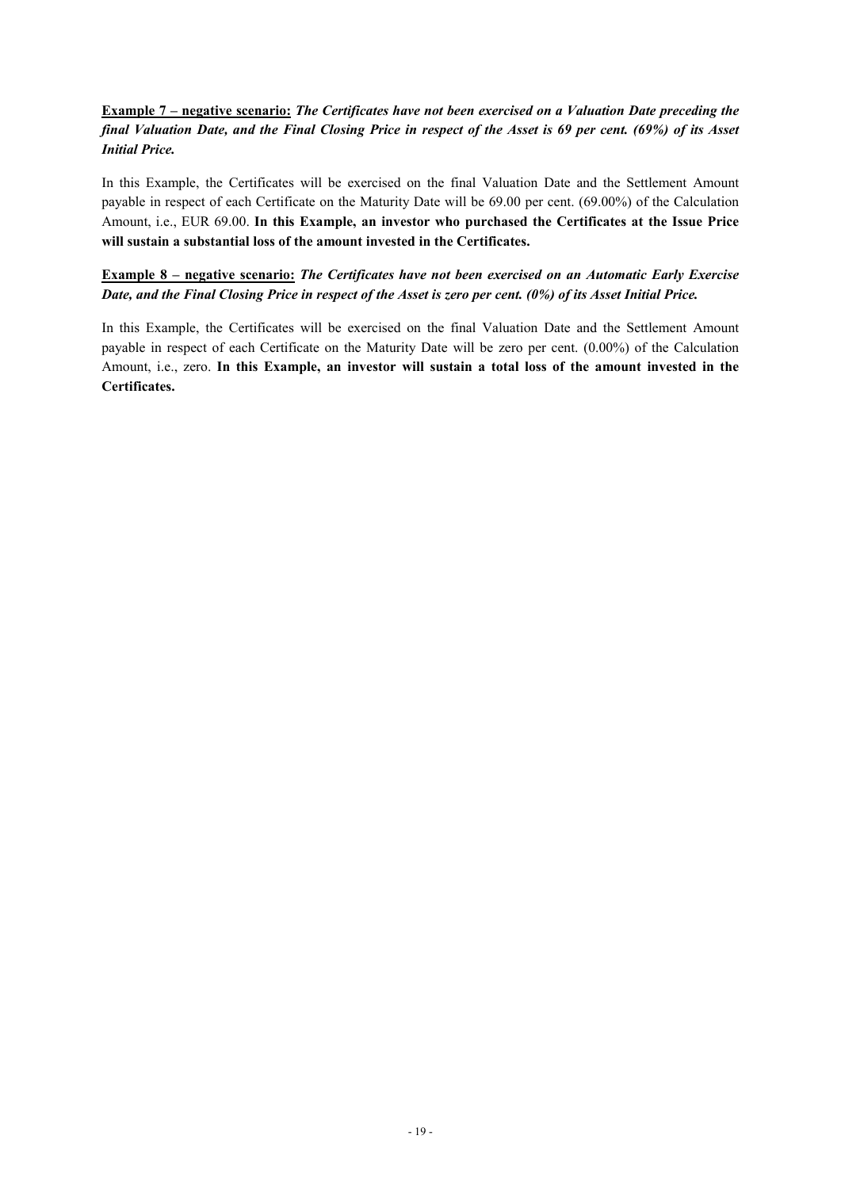**<u>Example 7 – negative scenario:</u>** ***The Certificates have not been exercised on a Valuation Date preceding the final Valuation Date, and the Final Closing Price in respect of the Asset is 69 per cent. (69%) of its Asset Initial Price.***

In this Example, the Certificates will be exercised on the final Valuation Date and the Settlement Amount payable in respect of each Certificate on the Maturity Date will be 69.00 per cent. (69.00%) of the Calculation Amount, i.e., EUR 69.00. **In this Example, an investor who purchased the Certificates at the Issue Price will sustain a substantial loss of the amount invested in the Certificates.**

**<u>Example 8 – negative scenario:</u>** ***The Certificates have not been exercised on an Automatic Early Exercise Date, and the Final Closing Price in respect of the Asset is zero per cent. (0%) of its Asset Initial Price.***

In this Example, the Certificates will be exercised on the final Valuation Date and the Settlement Amount payable in respect of each Certificate on the Maturity Date will be zero per cent. (0.00%) of the Calculation Amount, i.e., zero. **In this Example, an investor will sustain a total loss of the amount invested in the Certificates.**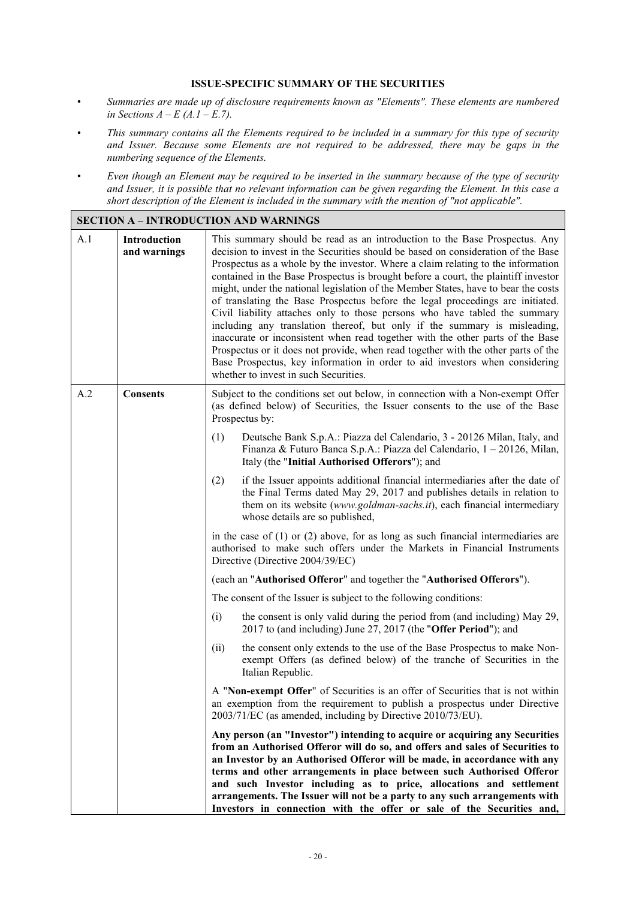**ISSUE-SPECIFIC SUMMARY OF THE SECURITIES**

- *Summaries are made up of disclosure requirements known as "Elements". These elements are numbered in Sections A – E (A.1 – E.7).*
- *This summary contains all the Elements required to be included in a summary for this type of security and Issuer. Because some Elements are not required to be addressed, there may be gaps in the numbering sequence of the Elements.*
- *Even though an Element may be required to be inserted in the summary because of the type of security and Issuer, it is possible that no relevant information can be given regarding the Element. In this case a short description of the Element is included in the summary with the mention of "not applicable".*

| **SECTION A – INTRODUCTION AND WARNINGS** | | |
|---|---|---|
| A.1 | **Introduction and warnings** | This summary should be read as an introduction to the Base Prospectus. Any decision to invest in the Securities should be based on consideration of the Base Prospectus as a whole by the investor. Where a claim relating to the information contained in the Base Prospectus is brought before a court, the plaintiff investor might, under the national legislation of the Member States, have to bear the costs of translating the Base Prospectus before the legal proceedings are initiated. Civil liability attaches only to those persons who have tabled the summary including any translation thereof, but only if the summary is misleading, inaccurate or inconsistent when read together with the other parts of the Base Prospectus or it does not provide, when read together with the other parts of the Base Prospectus, key information in order to aid investors when considering whether to invest in such Securities. |
| A.2 | **Consents** | Subject to the conditions set out below, in connection with a Non-exempt Offer (as defined below) of Securities, the Issuer consents to the use of the Base Prospectus by:<br><br>(1) Deutsche Bank S.p.A.: Piazza del Calendario, 3 - 20126 Milan, Italy, and Finanza & Futuro Banca S.p.A.: Piazza del Calendario, 1 – 20126, Milan, Italy (the "**Initial Authorised Offerors**"); and<br><br>(2) if the Issuer appoints additional financial intermediaries after the date of the Final Terms dated May 29, 2017 and publishes details in relation to them on its website (*www.goldman-sachs.it*), each financial intermediary whose details are so published,<br><br>in the case of (1) or (2) above, for as long as such financial intermediaries are authorised to make such offers under the Markets in Financial Instruments Directive (Directive 2004/39/EC)<br><br>(each an "**Authorised Offeror**" and together the "**Authorised Offerors**").<br><br>The consent of the Issuer is subject to the following conditions:<br><br>(i) the consent is only valid during the period from (and including) May 29, 2017 to (and including) June 27, 2017 (the "**Offer Period**"); and<br><br>(ii) the consent only extends to the use of the Base Prospectus to make Non-exempt Offers (as defined below) of the tranche of Securities in the Italian Republic.<br><br>A "**Non-exempt Offer**" of Securities is an offer of Securities that is not within an exemption from the requirement to publish a prospectus under Directive 2003/71/EC (as amended, including by Directive 2010/73/EU).<br><br>**Any person (an "Investor") intending to acquire or acquiring any Securities from an Authorised Offeror will do so, and offers and sales of Securities to an Investor by an Authorised Offeror will be made, in accordance with any terms and other arrangements in place between such Authorised Offeror and such Investor including as to price, allocations and settlement arrangements. The Issuer will not be a party to any such arrangements with Investors in connection with the offer or sale of the Securities and,** |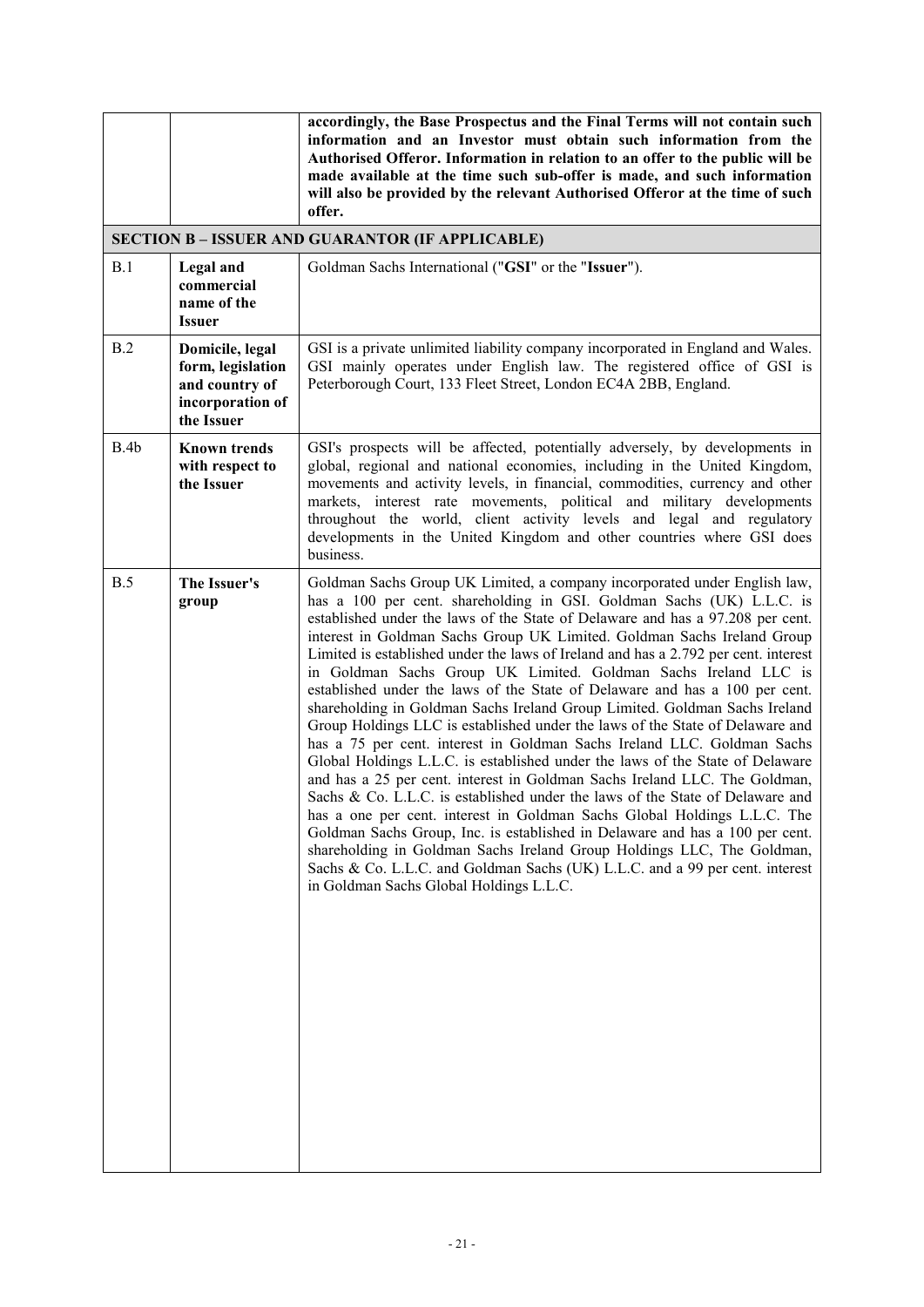| | | |
|---|---|---|
| | | **accordingly, the Base Prospectus and the Final Terms will not contain such information and an Investor must obtain such information from the Authorised Offeror. Information in relation to an offer to the public will be made available at the time such sub-offer is made, and such information will also be provided by the relevant Authorised Offeror at the time of such offer.** |
| **SECTION B – ISSUER AND GUARANTOR (IF APPLICABLE)** | | |
| B.1 | **Legal and commercial name of the Issuer** | Goldman Sachs International ("**GSI**" or the "**Issuer**"). |
| B.2 | **Domicile, legal form, legislation and country of incorporation of the Issuer** | GSI is a private unlimited liability company incorporated in England and Wales. GSI mainly operates under English law. The registered office of GSI is Peterborough Court, 133 Fleet Street, London EC4A 2BB, England. |
| B.4b | **Known trends with respect to the Issuer** | GSI's prospects will be affected, potentially adversely, by developments in global, regional and national economies, including in the United Kingdom, movements and activity levels, in financial, commodities, currency and other markets, interest rate movements, political and military developments throughout the world, client activity levels and legal and regulatory developments in the United Kingdom and other countries where GSI does business. |
| B.5 | **The Issuer's group** | Goldman Sachs Group UK Limited, a company incorporated under English law, has a 100 per cent. shareholding in GSI. Goldman Sachs (UK) L.L.C. is established under the laws of the State of Delaware and has a 97.208 per cent. interest in Goldman Sachs Group UK Limited. Goldman Sachs Ireland Group Limited is established under the laws of Ireland and has a 2.792 per cent. interest in Goldman Sachs Group UK Limited. Goldman Sachs Ireland LLC is established under the laws of the State of Delaware and has a 100 per cent. shareholding in Goldman Sachs Ireland Group Limited. Goldman Sachs Ireland Group Holdings LLC is established under the laws of the State of Delaware and has a 75 per cent. interest in Goldman Sachs Ireland LLC. Goldman Sachs Global Holdings L.L.C. is established under the laws of the State of Delaware and has a 25 per cent. interest in Goldman Sachs Ireland LLC. The Goldman, Sachs & Co. L.L.C. is established under the laws of the State of Delaware and has a one per cent. interest in Goldman Sachs Global Holdings L.L.C. The Goldman Sachs Group, Inc. is established in Delaware and has a 100 per cent. shareholding in Goldman Sachs Ireland Group Holdings LLC, The Goldman, Sachs & Co. L.L.C. and Goldman Sachs (UK) L.L.C. and a 99 per cent. interest in Goldman Sachs Global Holdings L.L.C. |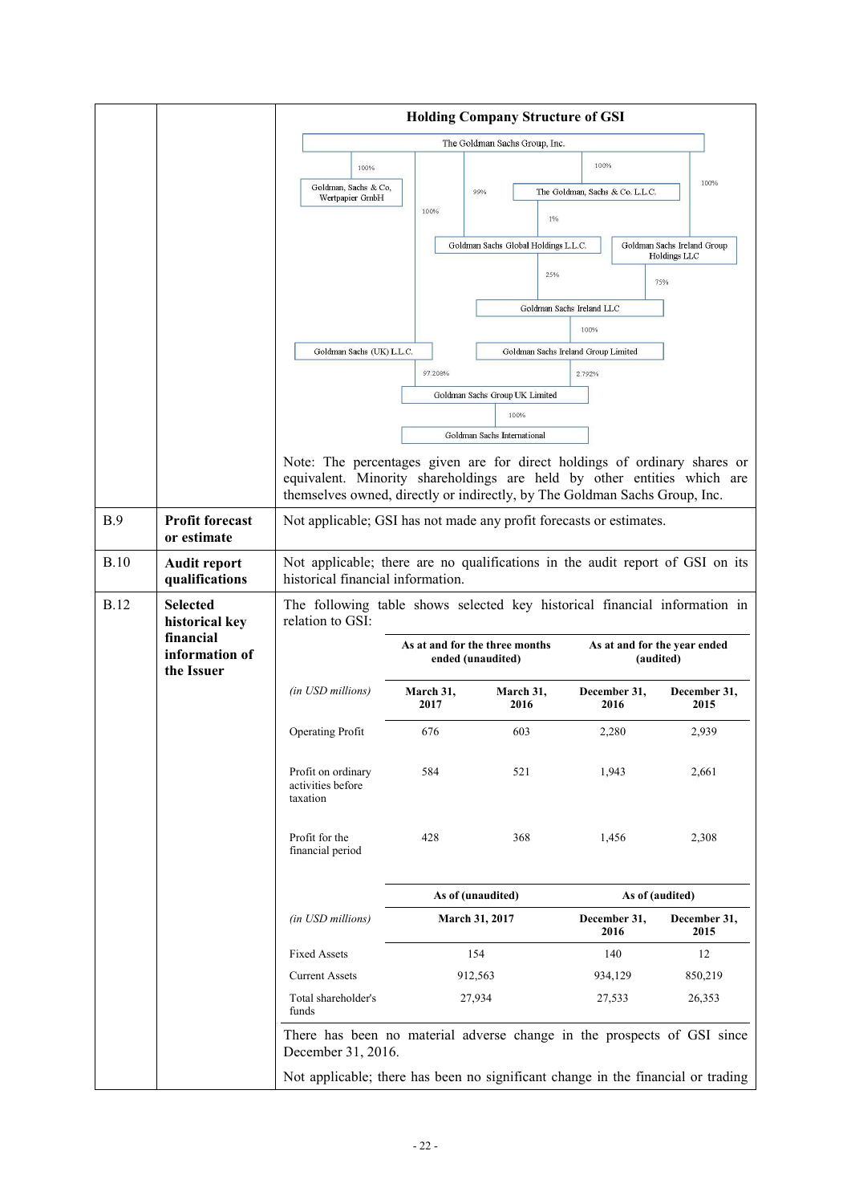| | | **Holding Company Structure of GSI** |
|---|---|---|
| | | The Goldman Sachs Group, Inc.<br>100% → Goldman, Sachs & Co, Wertpapier GmbH<br>100% → Goldman Sachs (UK) L.L.C.<br>99% → Goldman Sachs Global Holdings L.L.C.<br>100% → The Goldman, Sachs & Co. L.L.C.<br>The Goldman, Sachs & Co. L.L.C. 1% → Goldman Sachs Global Holdings L.L.C.<br>100% → Goldman Sachs Ireland Group Holdings LLC<br>Goldman Sachs Global Holdings L.L.C. 25% → Goldman Sachs Ireland LLC<br>Goldman Sachs Ireland Group Holdings LLC 75% → Goldman Sachs Ireland LLC<br>Goldman Sachs Ireland LLC 100% → Goldman Sachs Ireland Group Limited<br>Goldman Sachs (UK) L.L.C. 97.208% → Goldman Sachs Group UK Limited<br>Goldman Sachs Ireland Group Limited 2.792% → Goldman Sachs Group UK Limited<br>Goldman Sachs Group UK Limited 100% → Goldman Sachs International<br><br>Note: The percentages given are for direct holdings of ordinary shares or equivalent. Minority shareholdings are held by other entities which are themselves owned, directly or indirectly, by The Goldman Sachs Group, Inc. |
| B.9 | **Profit forecast or estimate** | Not applicable; GSI has not made any profit forecasts or estimates. |
| B.10 | **Audit report qualifications** | Not applicable; there are no qualifications in the audit report of GSI on its historical financial information. |
| B.12 | **Selected historical key financial information of the Issuer** | The following table shows selected key historical financial information in relation to GSI: |

| | **As at and for the three months ended (unaudited)** | | **As at and for the year ended (audited)** | |
|---|---|---|---|---|
| *(in USD millions)* | **March 31, 2017** | **March 31, 2016** | **December 31, 2016** | **December 31, 2015** |
| Operating Profit | 676 | 603 | 2,280 | 2,939 |
| Profit on ordinary activities before taxation | 584 | 521 | 1,943 | 2,661 |
| Profit for the financial period | 428 | 368 | 1,456 | 2,308 |

| | **As of (unaudited)** | **As of (audited)** | |
|---|---|---|---|
| *(in USD millions)* | **March 31, 2017** | **December 31, 2016** | **December 31, 2015** |
| Fixed Assets | 154 | 140 | 12 |
| Current Assets | 912,563 | 934,129 | 850,219 |
| Total shareholder's funds | 27,934 | 27,533 | 26,353 |

There has been no material adverse change in the prospects of GSI since December 31, 2016.

Not applicable; there has been no significant change in the financial or trading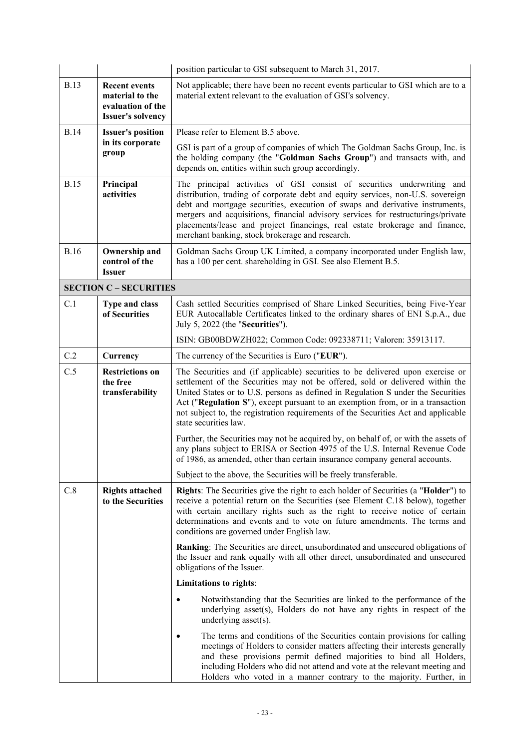| | | |
|---|---|---|
| | | position particular to GSI subsequent to March 31, 2017. |
| B.13 | **Recent events material to the evaluation of the Issuer's solvency** | Not applicable; there have been no recent events particular to GSI which are to a material extent relevant to the evaluation of GSI's solvency. |
| B.14 | **Issuer's position in its corporate group** | Please refer to Element B.5 above.<br><br>GSI is part of a group of companies of which The Goldman Sachs Group, Inc. is the holding company (the "**Goldman Sachs Group**") and transacts with, and depends on, entities within such group accordingly. |
| B.15 | **Principal activities** | The principal activities of GSI consist of securities underwriting and distribution, trading of corporate debt and equity services, non-U.S. sovereign debt and mortgage securities, execution of swaps and derivative instruments, mergers and acquisitions, financial advisory services for restructurings/private placements/lease and project financings, real estate brokerage and finance, merchant banking, stock brokerage and research. |
| B.16 | **Ownership and control of the Issuer** | Goldman Sachs Group UK Limited, a company incorporated under English law, has a 100 per cent. shareholding in GSI. See also Element B.5. |
| **SECTION C – SECURITIES** | | |
| C.1 | **Type and class of Securities** | Cash settled Securities comprised of Share Linked Securities, being Five-Year EUR Autocallable Certificates linked to the ordinary shares of ENI S.p.A., due July 5, 2022 (the "**Securities**").<br><br>ISIN: GB00BDWZH022; Common Code: 092338711; Valoren: 35913117. |
| C.2 | **Currency** | The currency of the Securities is Euro ("**EUR**"). |
| C.5 | **Restrictions on the free transferability** | The Securities and (if applicable) securities to be delivered upon exercise or settlement of the Securities may not be offered, sold or delivered within the United States or to U.S. persons as defined in Regulation S under the Securities Act ("**Regulation S**"), except pursuant to an exemption from, or in a transaction not subject to, the registration requirements of the Securities Act and applicable state securities law.<br><br>Further, the Securities may not be acquired by, on behalf of, or with the assets of any plans subject to ERISA or Section 4975 of the U.S. Internal Revenue Code of 1986, as amended, other than certain insurance company general accounts.<br><br>Subject to the above, the Securities will be freely transferable. |
| C.8 | **Rights attached to the Securities** | **Rights**: The Securities give the right to each holder of Securities (a "**Holder**") to receive a potential return on the Securities (see Element C.18 below), together with certain ancillary rights such as the right to receive notice of certain determinations and events and to vote on future amendments. The terms and conditions are governed under English law.<br><br>**Ranking**: The Securities are direct, unsubordinated and unsecured obligations of the Issuer and rank equally with all other direct, unsubordinated and unsecured obligations of the Issuer.<br><br>**Limitations to rights**:<br><br>• Notwithstanding that the Securities are linked to the performance of the underlying asset(s), Holders do not have any rights in respect of the underlying asset(s).<br><br>• The terms and conditions of the Securities contain provisions for calling meetings of Holders to consider matters affecting their interests generally and these provisions permit defined majorities to bind all Holders, including Holders who did not attend and vote at the relevant meeting and Holders who voted in a manner contrary to the majority. Further, in |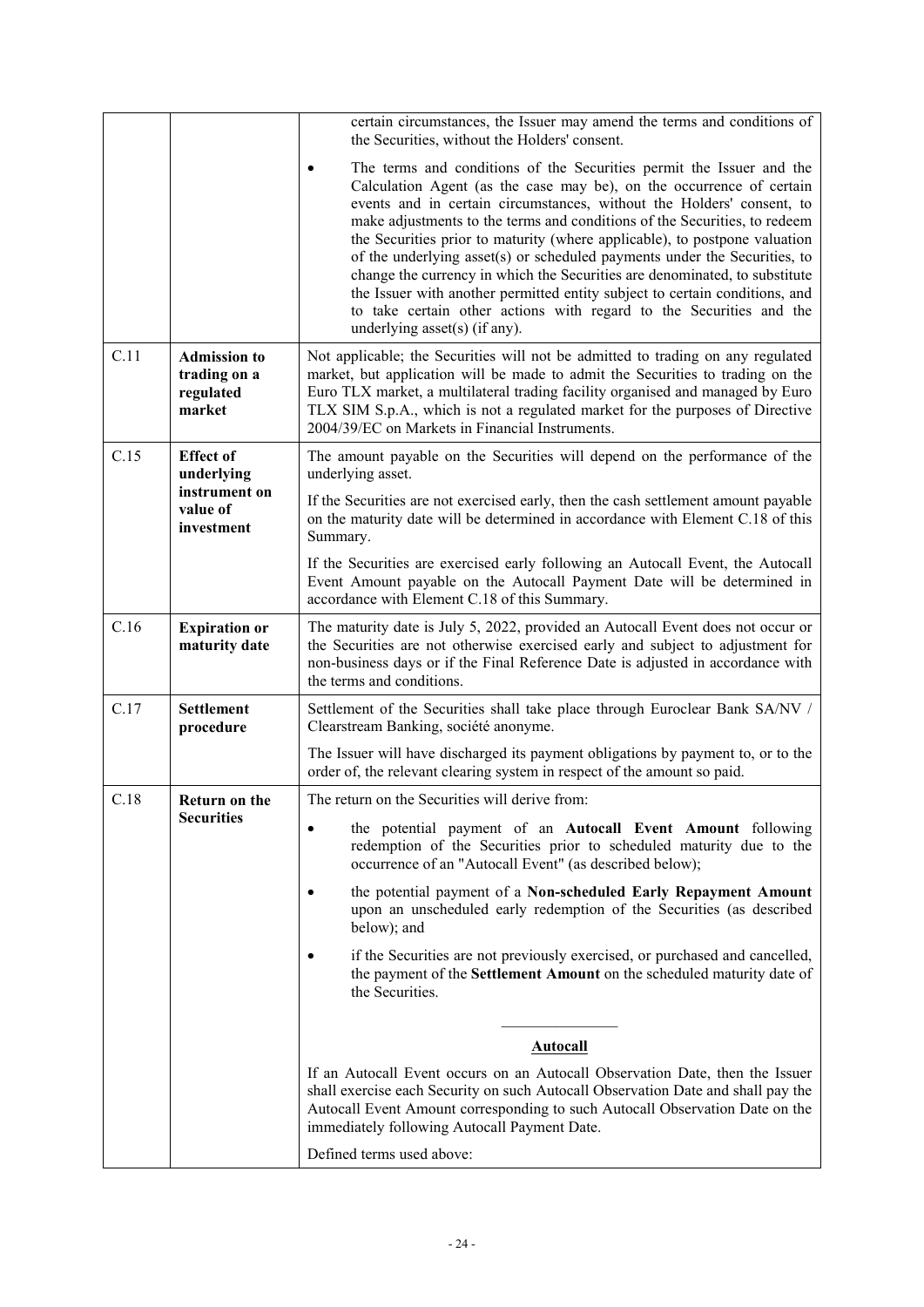| | | |
|---|---|---|
| | | certain circumstances, the Issuer may amend the terms and conditions of the Securities, without the Holders' consent.<br><br>• The terms and conditions of the Securities permit the Issuer and the Calculation Agent (as the case may be), on the occurrence of certain events and in certain circumstances, without the Holders' consent, to make adjustments to the terms and conditions of the Securities, to redeem the Securities prior to maturity (where applicable), to postpone valuation of the underlying asset(s) or scheduled payments under the Securities, to change the currency in which the Securities are denominated, to substitute the Issuer with another permitted entity subject to certain conditions, and to take certain other actions with regard to the Securities and the underlying asset(s) (if any). |
| C.11 | **Admission to trading on a regulated market** | Not applicable; the Securities will not be admitted to trading on any regulated market, but application will be made to admit the Securities to trading on the Euro TLX market, a multilateral trading facility organised and managed by Euro TLX SIM S.p.A., which is not a regulated market for the purposes of Directive 2004/39/EC on Markets in Financial Instruments. |
| C.15 | **Effect of underlying instrument on value of investment** | The amount payable on the Securities will depend on the performance of the underlying asset.<br><br>If the Securities are not exercised early, then the cash settlement amount payable on the maturity date will be determined in accordance with Element C.18 of this Summary.<br><br>If the Securities are exercised early following an Autocall Event, the Autocall Event Amount payable on the Autocall Payment Date will be determined in accordance with Element C.18 of this Summary. |
| C.16 | **Expiration or maturity date** | The maturity date is July 5, 2022, provided an Autocall Event does not occur or the Securities are not otherwise exercised early and subject to adjustment for non-business days or if the Final Reference Date is adjusted in accordance with the terms and conditions. |
| C.17 | **Settlement procedure** | Settlement of the Securities shall take place through Euroclear Bank SA/NV / Clearstream Banking, société anonyme.<br><br>The Issuer will have discharged its payment obligations by payment to, or to the order of, the relevant clearing system in respect of the amount so paid. |
| C.18 | **Return on the Securities** | The return on the Securities will derive from:<br><br>• the potential payment of an **Autocall Event Amount** following redemption of the Securities prior to scheduled maturity due to the occurrence of an "Autocall Event" (as described below);<br><br>• the potential payment of a **Non-scheduled Early Repayment Amount** upon an unscheduled early redemption of the Securities (as described below); and<br><br>• if the Securities are not previously exercised, or purchased and cancelled, the payment of the **Settlement Amount** on the scheduled maturity date of the Securities.<br><br>———————<br><br>**Autocall**<br><br>If an Autocall Event occurs on an Autocall Observation Date, then the Issuer shall exercise each Security on such Autocall Observation Date and shall pay the Autocall Event Amount corresponding to such Autocall Observation Date on the immediately following Autocall Payment Date.<br><br>Defined terms used above: |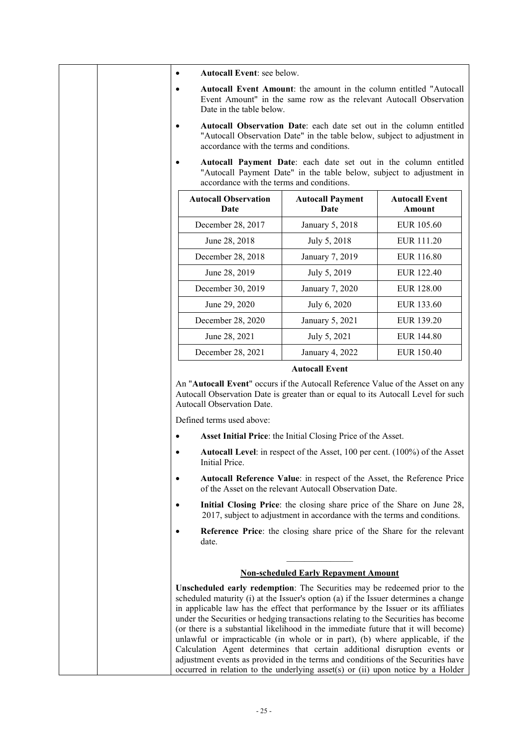- **Autocall Event**: see below.
- **Autocall Event Amount**: the amount in the column entitled "Autocall Event Amount" in the same row as the relevant Autocall Observation Date in the table below.
- **Autocall Observation Date**: each date set out in the column entitled "Autocall Observation Date" in the table below, subject to adjustment in accordance with the terms and conditions.
- **Autocall Payment Date**: each date set out in the column entitled "Autocall Payment Date" in the table below, subject to adjustment in accordance with the terms and conditions.

| Autocall Observation Date | Autocall Payment Date | Autocall Event Amount |
|---|---|---|
| December 28, 2017 | January 5, 2018 | EUR 105.60 |
| June 28, 2018 | July 5, 2018 | EUR 111.20 |
| December 28, 2018 | January 7, 2019 | EUR 116.80 |
| June 28, 2019 | July 5, 2019 | EUR 122.40 |
| December 30, 2019 | January 7, 2020 | EUR 128.00 |
| June 29, 2020 | July 6, 2020 | EUR 133.60 |
| December 28, 2020 | January 5, 2021 | EUR 139.20 |
| June 28, 2021 | July 5, 2021 | EUR 144.80 |
| December 28, 2021 | January 4, 2022 | EUR 150.40 |

**Autocall Event**

An "**Autocall Event**" occurs if the Autocall Reference Value of the Asset on any Autocall Observation Date is greater than or equal to its Autocall Level for such Autocall Observation Date.

Defined terms used above:

- **Asset Initial Price**: the Initial Closing Price of the Asset.
- **Autocall Level**: in respect of the Asset, 100 per cent. (100%) of the Asset Initial Price.
- **Autocall Reference Value**: in respect of the Asset, the Reference Price of the Asset on the relevant Autocall Observation Date.
- **Initial Closing Price**: the closing share price of the Share on June 28, 2017, subject to adjustment in accordance with the terms and conditions.
- **Reference Price**: the closing share price of the Share for the relevant date.

---

**Non-scheduled Early Repayment Amount**

**Unscheduled early redemption**: The Securities may be redeemed prior to the scheduled maturity (i) at the Issuer's option (a) if the Issuer determines a change in applicable law has the effect that performance by the Issuer or its affiliates under the Securities or hedging transactions relating to the Securities has become (or there is a substantial likelihood in the immediate future that it will become) unlawful or impracticable (in whole or in part), (b) where applicable, if the Calculation Agent determines that certain additional disruption events or adjustment events as provided in the terms and conditions of the Securities have occurred in relation to the underlying asset(s) or (ii) upon notice by a Holder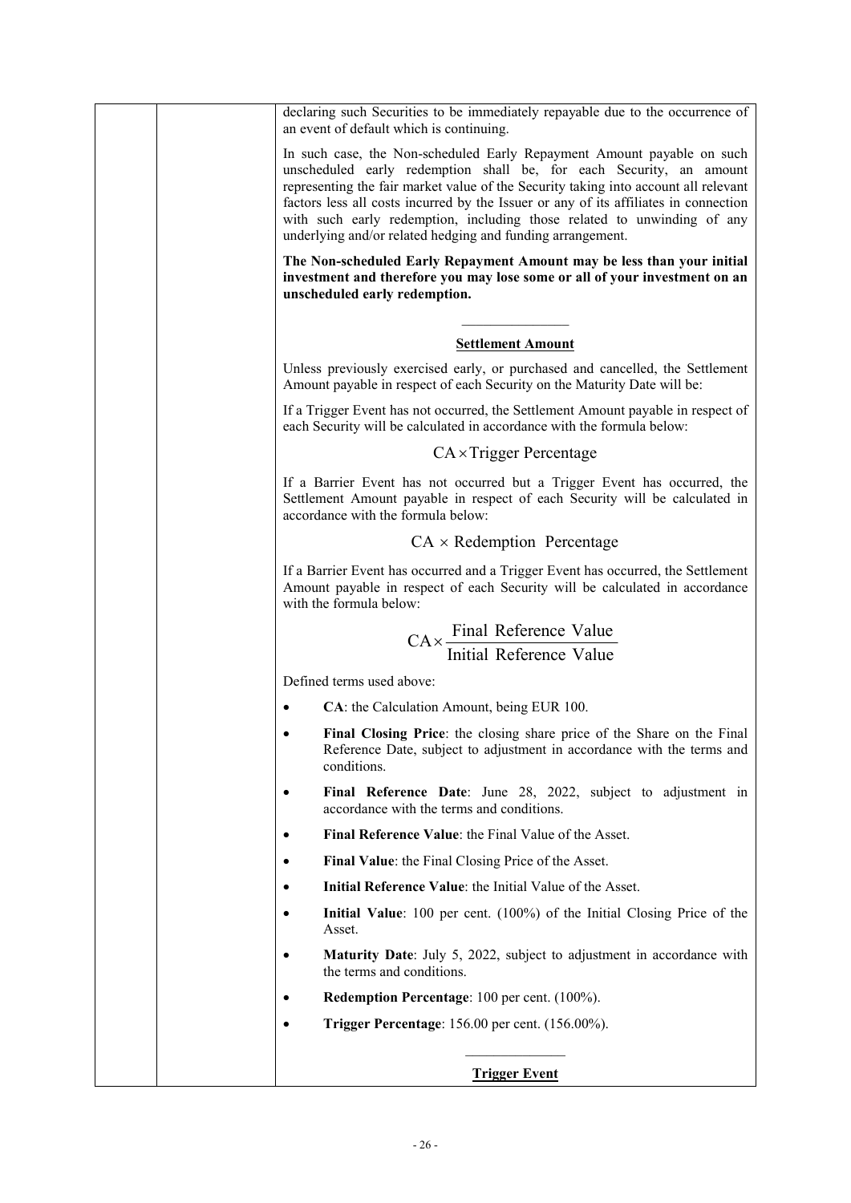declaring such Securities to be immediately repayable due to the occurrence of an event of default which is continuing.

In such case, the Non-scheduled Early Repayment Amount payable on such unscheduled early redemption shall be, for each Security, an amount representing the fair market value of the Security taking into account all relevant factors less all costs incurred by the Issuer or any of its affiliates in connection with such early redemption, including those related to unwinding of any underlying and/or related hedging and funding arrangement.

**The Non-scheduled Early Repayment Amount may be less than your initial investment and therefore you may lose some or all of your investment on an unscheduled early redemption.**

---

**Settlement Amount**

Unless previously exercised early, or purchased and cancelled, the Settlement Amount payable in respect of each Security on the Maturity Date will be:

If a Trigger Event has not occurred, the Settlement Amount payable in respect of each Security will be calculated in accordance with the formula below:

$$\text{CA} \times \text{Trigger Percentage}$$

If a Barrier Event has not occurred but a Trigger Event has occurred, the Settlement Amount payable in respect of each Security will be calculated in accordance with the formula below:

$$\text{CA} \times \text{Redemption Percentage}$$

If a Barrier Event has occurred and a Trigger Event has occurred, the Settlement Amount payable in respect of each Security will be calculated in accordance with the formula below:

$$\text{CA} \times \frac{\text{Final Reference Value}}{\text{Initial Reference Value}}$$

Defined terms used above:

- **CA**: the Calculation Amount, being EUR 100.
- **Final Closing Price**: the closing share price of the Share on the Final Reference Date, subject to adjustment in accordance with the terms and conditions.
- **Final Reference Date**: June 28, 2022, subject to adjustment in accordance with the terms and conditions.
- **Final Reference Value**: the Final Value of the Asset.
- **Final Value**: the Final Closing Price of the Asset.
- **Initial Reference Value**: the Initial Value of the Asset.
- **Initial Value**: 100 per cent. (100%) of the Initial Closing Price of the Asset.
- **Maturity Date**: July 5, 2022, subject to adjustment in accordance with the terms and conditions.
- **Redemption Percentage**: 100 per cent. (100%).
- **Trigger Percentage**: 156.00 per cent. (156.00%).

---

**Trigger Event**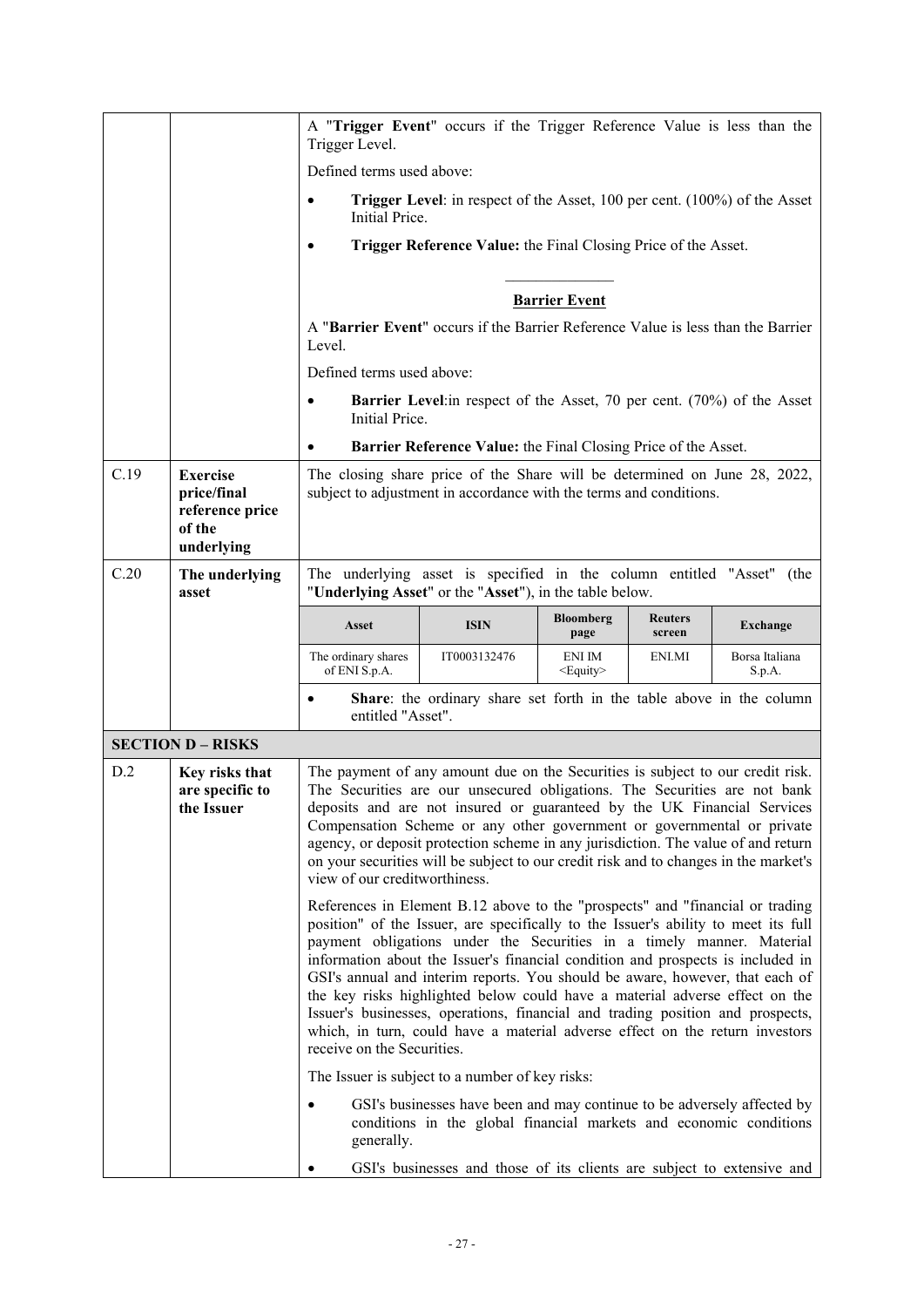| | | |
|---|---|---|
| | | A "**Trigger Event**" occurs if the Trigger Reference Value is less than the Trigger Level.<br><br>Defined terms used above:<br><br>• **Trigger Level**: in respect of the Asset, 100 per cent. (100%) of the Asset Initial Price.<br><br>• **Trigger Reference Value:** the Final Closing Price of the Asset.<br><br>**Barrier Event**<br><br>A "**Barrier Event**" occurs if the Barrier Reference Value is less than the Barrier Level.<br><br>Defined terms used above:<br><br>• **Barrier Level**:in respect of the Asset, 70 per cent. (70%) of the Asset Initial Price.<br><br>• **Barrier Reference Value:** the Final Closing Price of the Asset. |
| C.19 | **Exercise price/final reference price of the underlying** | The closing share price of the Share will be determined on June 28, 2022, subject to adjustment in accordance with the terms and conditions. |
| C.20 | **The underlying asset** | The underlying asset is specified in the column entitled "Asset" (the "**Underlying Asset**" or the "**Asset**"), in the table below. |

| Asset | ISIN | Bloomberg page | Reuters screen | Exchange |
|---|---|---|---|---|
| The ordinary shares of ENI S.p.A. | IT0003132476 | ENI IM <Equity> | ENI.MI | Borsa Italiana S.p.A. |

• **Share**: the ordinary share set forth in the table above in the column entitled "Asset".

**SECTION D – RISKS**

| | | |
|---|---|---|
| D.2 | **Key risks that are specific to the Issuer** | The payment of any amount due on the Securities is subject to our credit risk. The Securities are our unsecured obligations. The Securities are not bank deposits and are not insured or guaranteed by the UK Financial Services Compensation Scheme or any other government or governmental or private agency, or deposit protection scheme in any jurisdiction. The value of and return on your securities will be subject to our credit risk and to changes in the market's view of our creditworthiness.<br><br>References in Element B.12 above to the "prospects" and "financial or trading position" of the Issuer, are specifically to the Issuer's ability to meet its full payment obligations under the Securities in a timely manner. Material information about the Issuer's financial condition and prospects is included in GSI's annual and interim reports. You should be aware, however, that each of the key risks highlighted below could have a material adverse effect on the Issuer's businesses, operations, financial and trading position and prospects, which, in turn, could have a material adverse effect on the return investors receive on the Securities.<br><br>The Issuer is subject to a number of key risks:<br><br>• GSI's businesses have been and may continue to be adversely affected by conditions in the global financial markets and economic conditions generally.<br><br>• GSI's businesses and those of its clients are subject to extensive and |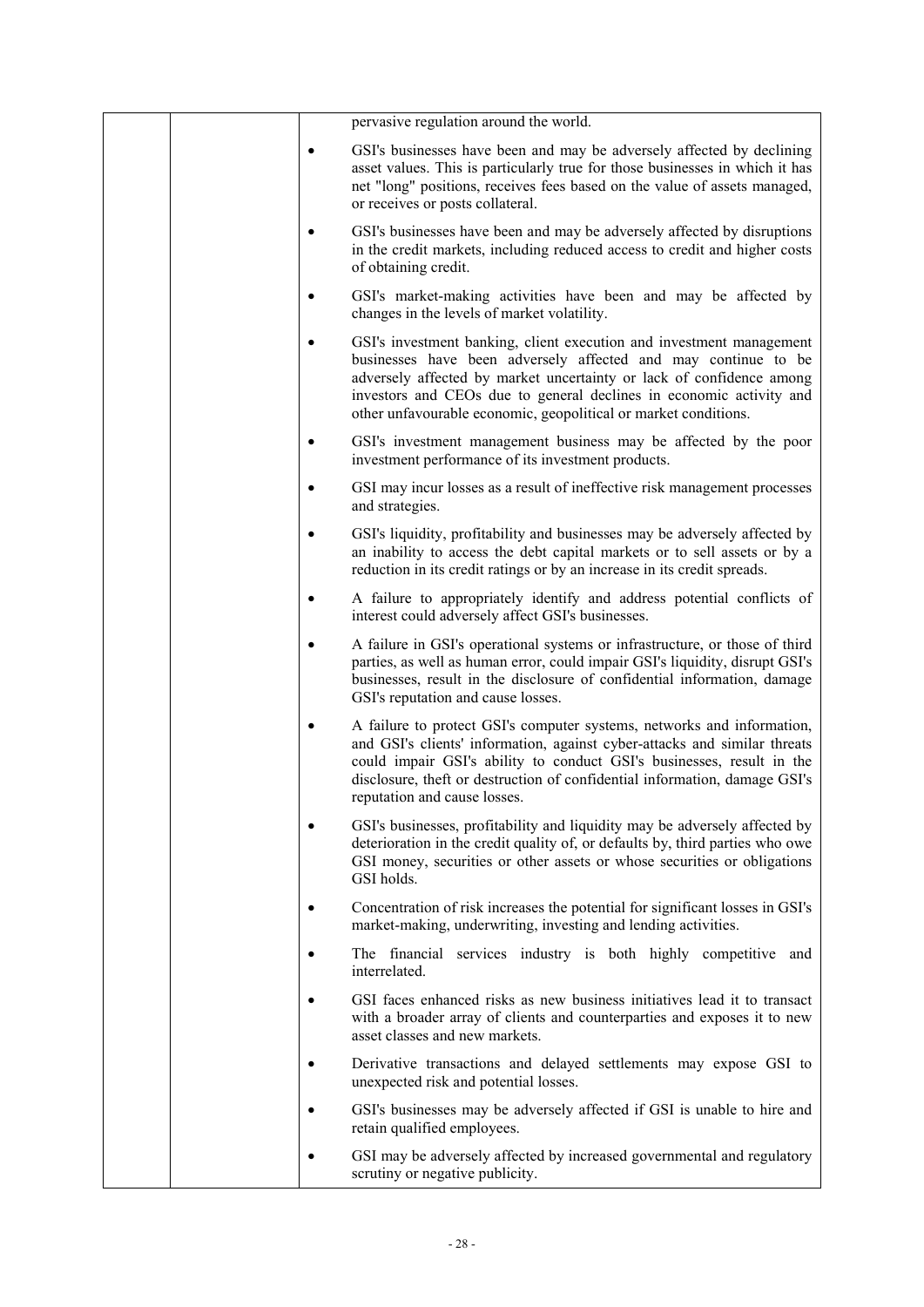| | | pervasive regulation around the world.<br><br>• GSI's businesses have been and may be adversely affected by declining asset values. This is particularly true for those businesses in which it has net "long" positions, receives fees based on the value of assets managed, or receives or posts collateral.<br><br>• GSI's businesses have been and may be adversely affected by disruptions in the credit markets, including reduced access to credit and higher costs of obtaining credit.<br><br>• GSI's market-making activities have been and may be affected by changes in the levels of market volatility.<br><br>• GSI's investment banking, client execution and investment management businesses have been adversely affected and may continue to be adversely affected by market uncertainty or lack of confidence among investors and CEOs due to general declines in economic activity and other unfavourable economic, geopolitical or market conditions.<br><br>• GSI's investment management business may be affected by the poor investment performance of its investment products.<br><br>• GSI may incur losses as a result of ineffective risk management processes and strategies.<br><br>• GSI's liquidity, profitability and businesses may be adversely affected by an inability to access the debt capital markets or to sell assets or by a reduction in its credit ratings or by an increase in its credit spreads.<br><br>• A failure to appropriately identify and address potential conflicts of interest could adversely affect GSI's businesses.<br><br>• A failure in GSI's operational systems or infrastructure, or those of third parties, as well as human error, could impair GSI's liquidity, disrupt GSI's businesses, result in the disclosure of confidential information, damage GSI's reputation and cause losses.<br><br>• A failure to protect GSI's computer systems, networks and information, and GSI's clients' information, against cyber-attacks and similar threats could impair GSI's ability to conduct GSI's businesses, result in the disclosure, theft or destruction of confidential information, damage GSI's reputation and cause losses.<br><br>• GSI's businesses, profitability and liquidity may be adversely affected by deterioration in the credit quality of, or defaults by, third parties who owe GSI money, securities or other assets or whose securities or obligations GSI holds.<br><br>• Concentration of risk increases the potential for significant losses in GSI's market-making, underwriting, investing and lending activities.<br><br>• The financial services industry is both highly competitive and interrelated.<br><br>• GSI faces enhanced risks as new business initiatives lead it to transact with a broader array of clients and counterparties and exposes it to new asset classes and new markets.<br><br>• Derivative transactions and delayed settlements may expose GSI to unexpected risk and potential losses.<br><br>• GSI's businesses may be adversely affected if GSI is unable to hire and retain qualified employees.<br><br>• GSI may be adversely affected by increased governmental and regulatory scrutiny or negative publicity. |
|---|---|---|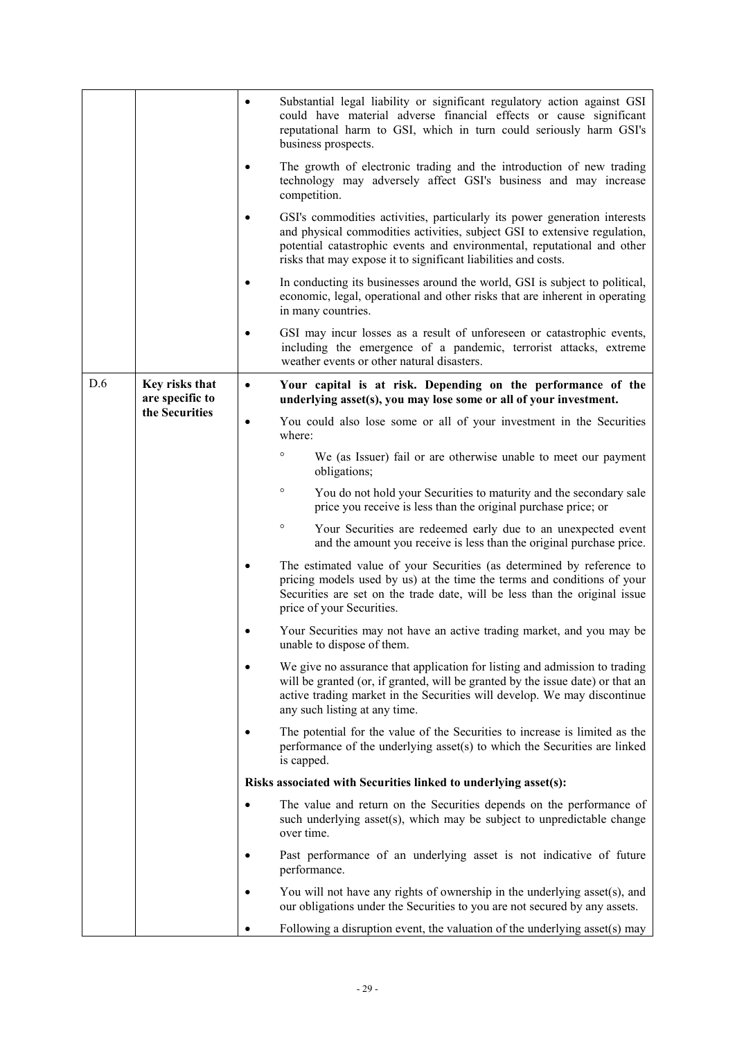| | | |
|---|---|---|
| | | • Substantial legal liability or significant regulatory action against GSI could have material adverse financial effects or cause significant reputational harm to GSI, which in turn could seriously harm GSI's business prospects.<br><br>• The growth of electronic trading and the introduction of new trading technology may adversely affect GSI's business and may increase competition.<br><br>• GSI's commodities activities, particularly its power generation interests and physical commodities activities, subject GSI to extensive regulation, potential catastrophic events and environmental, reputational and other risks that may expose it to significant liabilities and costs.<br><br>• In conducting its businesses around the world, GSI is subject to political, economic, legal, operational and other risks that are inherent in operating in many countries.<br><br>• GSI may incur losses as a result of unforeseen or catastrophic events, including the emergence of a pandemic, terrorist attacks, extreme weather events or other natural disasters. |
| D.6 | **Key risks that are specific to the Securities** | • **Your capital is at risk. Depending on the performance of the underlying asset(s), you may lose some or all of your investment.**<br><br>• You could also lose some or all of your investment in the Securities where:<br><br>° We (as Issuer) fail or are otherwise unable to meet our payment obligations;<br><br>° You do not hold your Securities to maturity and the secondary sale price you receive is less than the original purchase price; or<br><br>° Your Securities are redeemed early due to an unexpected event and the amount you receive is less than the original purchase price.<br><br>• The estimated value of your Securities (as determined by reference to pricing models used by us) at the time the terms and conditions of your Securities are set on the trade date, will be less than the original issue price of your Securities.<br><br>• Your Securities may not have an active trading market, and you may be unable to dispose of them.<br><br>• We give no assurance that application for listing and admission to trading will be granted (or, if granted, will be granted by the issue date) or that an active trading market in the Securities will develop. We may discontinue any such listing at any time.<br><br>• The potential for the value of the Securities to increase is limited as the performance of the underlying asset(s) to which the Securities are linked is capped.<br><br>**Risks associated with Securities linked to underlying asset(s):**<br><br>• The value and return on the Securities depends on the performance of such underlying asset(s), which may be subject to unpredictable change over time.<br><br>• Past performance of an underlying asset is not indicative of future performance.<br><br>• You will not have any rights of ownership in the underlying asset(s), and our obligations under the Securities to you are not secured by any assets.<br><br>• Following a disruption event, the valuation of the underlying asset(s) may |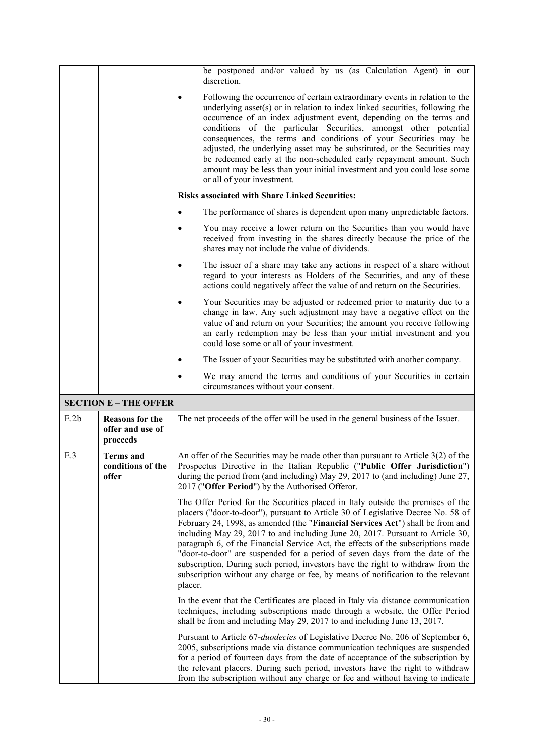| | | |
|---|---|---|
| | | be postponed and/or valued by us (as Calculation Agent) in our discretion.<br>• Following the occurrence of certain extraordinary events in relation to the underlying asset(s) or in relation to index linked securities, following the occurrence of an index adjustment event, depending on the terms and conditions of the particular Securities, amongst other potential consequences, the terms and conditions of your Securities may be adjusted, the underlying asset may be substituted, or the Securities may be redeemed early at the non-scheduled early repayment amount. Such amount may be less than your initial investment and you could lose some or all of your investment.<br>**Risks associated with Share Linked Securities:**<br>• The performance of shares is dependent upon many unpredictable factors.<br>• You may receive a lower return on the Securities than you would have received from investing in the shares directly because the price of the shares may not include the value of dividends.<br>• The issuer of a share may take any actions in respect of a share without regard to your interests as Holders of the Securities, and any of these actions could negatively affect the value of and return on the Securities.<br>• Your Securities may be adjusted or redeemed prior to maturity due to a change in law. Any such adjustment may have a negative effect on the value of and return on your Securities; the amount you receive following an early redemption may be less than your initial investment and you could lose some or all of your investment.<br>• The Issuer of your Securities may be substituted with another company.<br>• We may amend the terms and conditions of your Securities in certain circumstances without your consent. |
| **SECTION E – THE OFFER** | | |
| E.2b | **Reasons for the offer and use of proceeds** | The net proceeds of the offer will be used in the general business of the Issuer. |
| E.3 | **Terms and conditions of the offer** | An offer of the Securities may be made other than pursuant to Article 3(2) of the Prospectus Directive in the Italian Republic ("**Public Offer Jurisdiction**") during the period from (and including) May 29, 2017 to (and including) June 27, 2017 ("**Offer Period**") by the Authorised Offeror.<br>The Offer Period for the Securities placed in Italy outside the premises of the placers ("door-to-door"), pursuant to Article 30 of Legislative Decree No. 58 of February 24, 1998, as amended (the "**Financial Services Act**") shall be from and including May 29, 2017 to and including June 20, 2017. Pursuant to Article 30, paragraph 6, of the Financial Service Act, the effects of the subscriptions made "door-to-door" are suspended for a period of seven days from the date of the subscription. During such period, investors have the right to withdraw from the subscription without any charge or fee, by means of notification to the relevant placer.<br>In the event that the Certificates are placed in Italy via distance communication techniques, including subscriptions made through a website, the Offer Period shall be from and including May 29, 2017 to and including June 13, 2017.<br>Pursuant to Article 67-*duodecies* of Legislative Decree No. 206 of September 6, 2005, subscriptions made via distance communication techniques are suspended for a period of fourteen days from the date of acceptance of the subscription by the relevant placers. During such period, investors have the right to withdraw from the subscription without any charge or fee and without having to indicate |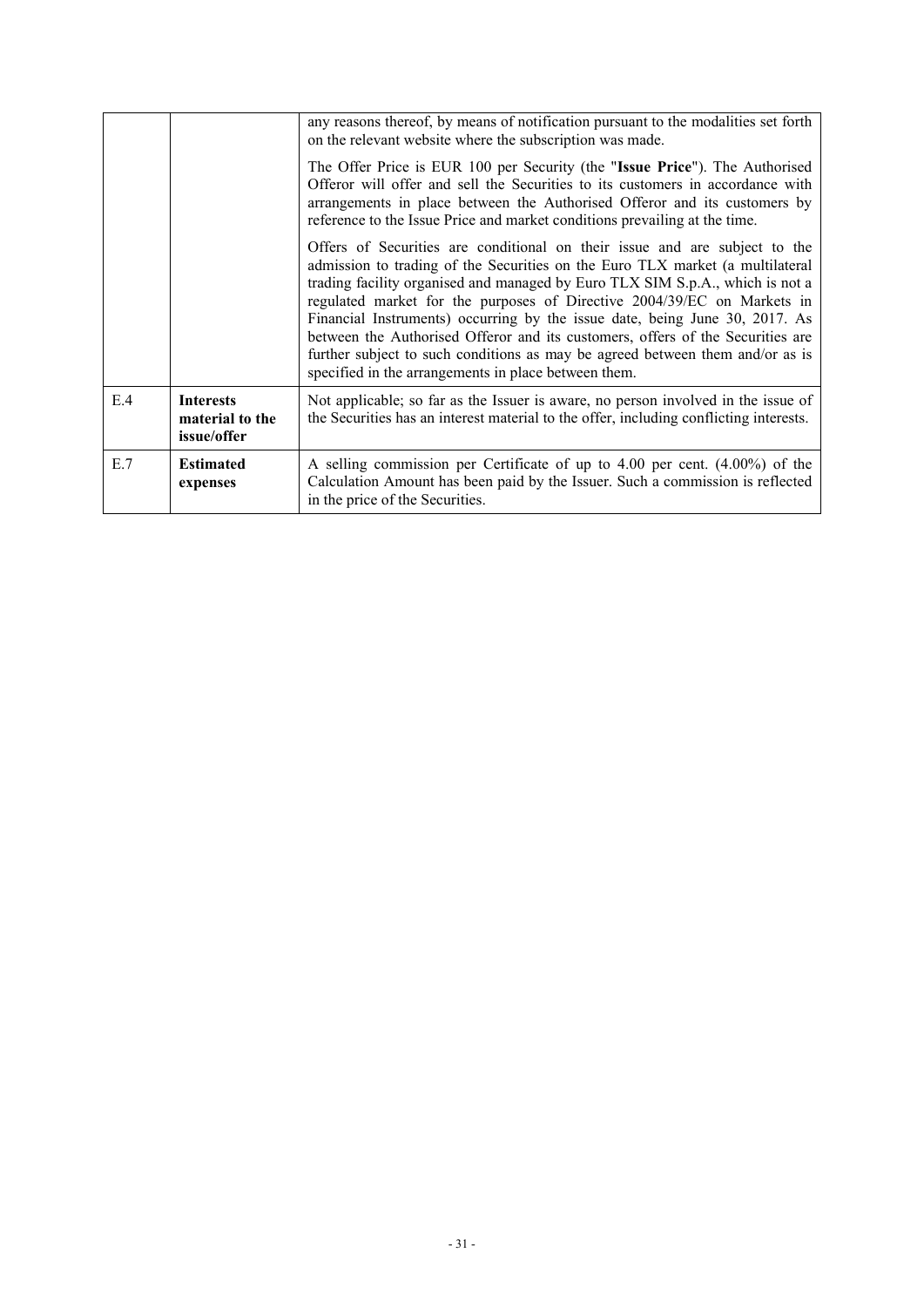| | | |
|---|---|---|
| | | any reasons thereof, by means of notification pursuant to the modalities set forth on the relevant website where the subscription was made.<br><br>The Offer Price is EUR 100 per Security (the "**Issue Price**"). The Authorised Offeror will offer and sell the Securities to its customers in accordance with arrangements in place between the Authorised Offeror and its customers by reference to the Issue Price and market conditions prevailing at the time.<br><br>Offers of Securities are conditional on their issue and are subject to the admission to trading of the Securities on the Euro TLX market (a multilateral trading facility organised and managed by Euro TLX SIM S.p.A., which is not a regulated market for the purposes of Directive 2004/39/EC on Markets in Financial Instruments) occurring by the issue date, being June 30, 2017. As between the Authorised Offeror and its customers, offers of the Securities are further subject to such conditions as may be agreed between them and/or as is specified in the arrangements in place between them. |
| E.4 | **Interests material to the issue/offer** | Not applicable; so far as the Issuer is aware, no person involved in the issue of the Securities has an interest material to the offer, including conflicting interests. |
| E.7 | **Estimated expenses** | A selling commission per Certificate of up to 4.00 per cent. (4.00%) of the Calculation Amount has been paid by the Issuer. Such a commission is reflected in the price of the Securities. |